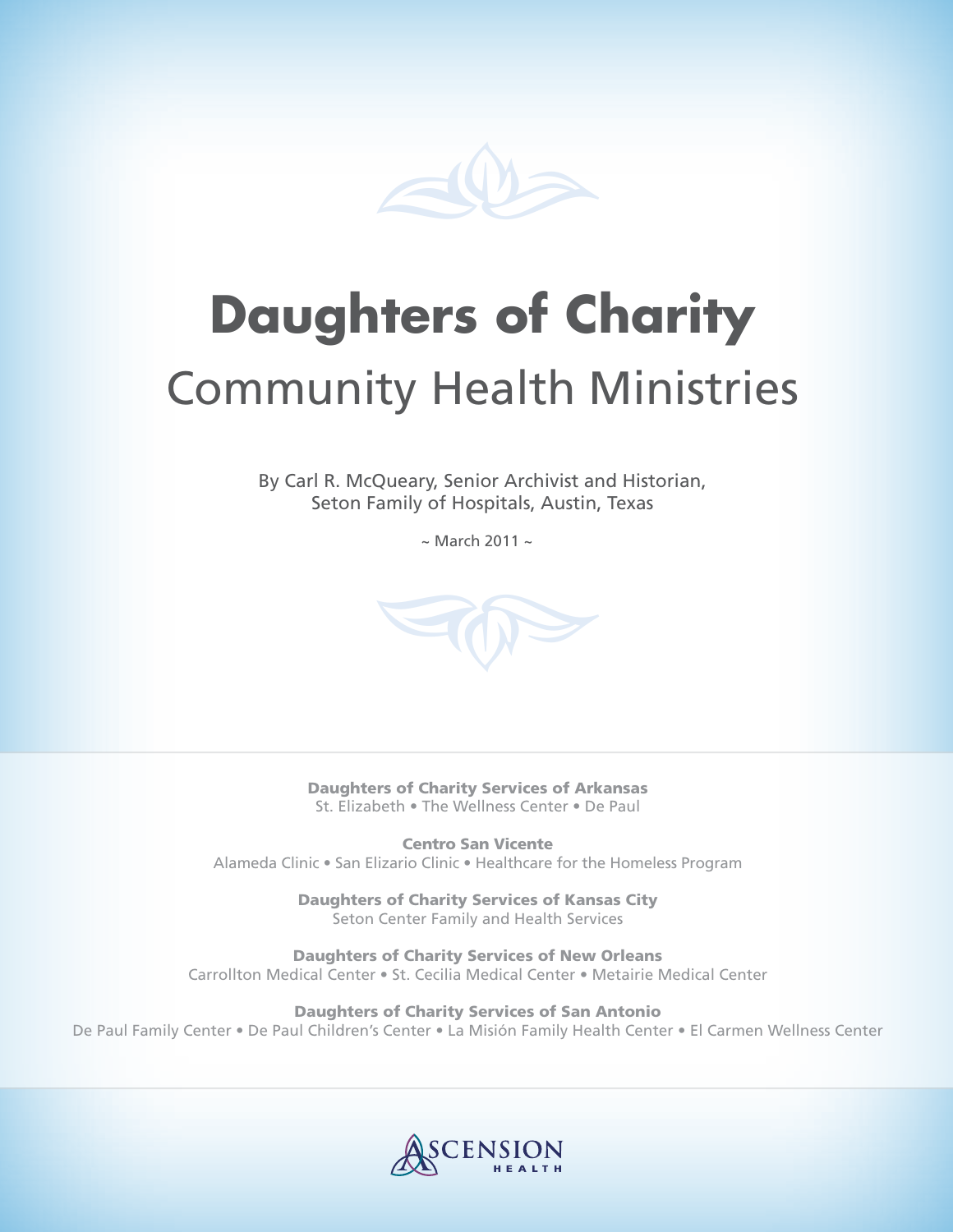# Daughters of Charity

## Community Health Ministries

By Carl R. McQueary, Senior Archivist and Historian, Seton Family of Hospitals, Austin, Texas

~ March 2011 ~

**Daughters of Charity Services of Arkansas**
St. Elizabeth • The Wellness Center • De Paul

**Centro San Vicente**
Alameda Clinic • San Elizario Clinic • Healthcare for the Homeless Program

**Daughters of Charity Services of Kansas City**
Seton Center Family and Health Services

**Daughters of Charity Services of New Orleans**
Carrollton Medical Center • St. Cecilia Medical Center • Metairie Medical Center

**Daughters of Charity Services of San Antonio**
De Paul Family Center • De Paul Children's Center • La Misión Family Health Center • El Carmen Wellness Center

ASCENSION HEALTH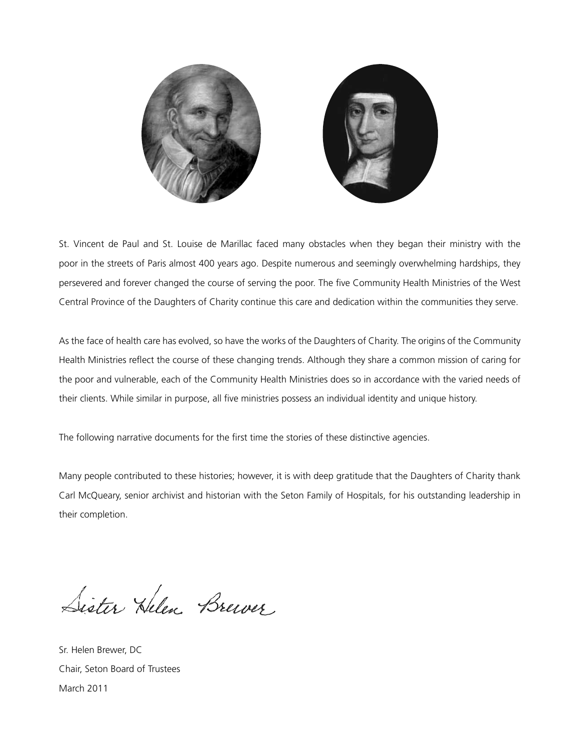St. Vincent de Paul and St. Louise de Marillac faced many obstacles when they began their ministry with the poor in the streets of Paris almost 400 years ago. Despite numerous and seemingly overwhelming hardships, they persevered and forever changed the course of serving the poor. The five Community Health Ministries of the West Central Province of the Daughters of Charity continue this care and dedication within the communities they serve.

As the face of health care has evolved, so have the works of the Daughters of Charity. The origins of the Community Health Ministries reflect the course of these changing trends. Although they share a common mission of caring for the poor and vulnerable, each of the Community Health Ministries does so in accordance with the varied needs of their clients. While similar in purpose, all five ministries possess an individual identity and unique history.

The following narrative documents for the first time the stories of these distinctive agencies.

Many people contributed to these histories; however, it is with deep gratitude that the Daughters of Charity thank Carl McQueary, senior archivist and historian with the Seton Family of Hospitals, for his outstanding leadership in their completion.

Sister Helen Brewer

Sr. Helen Brewer, DC
Chair, Seton Board of Trustees
March 2011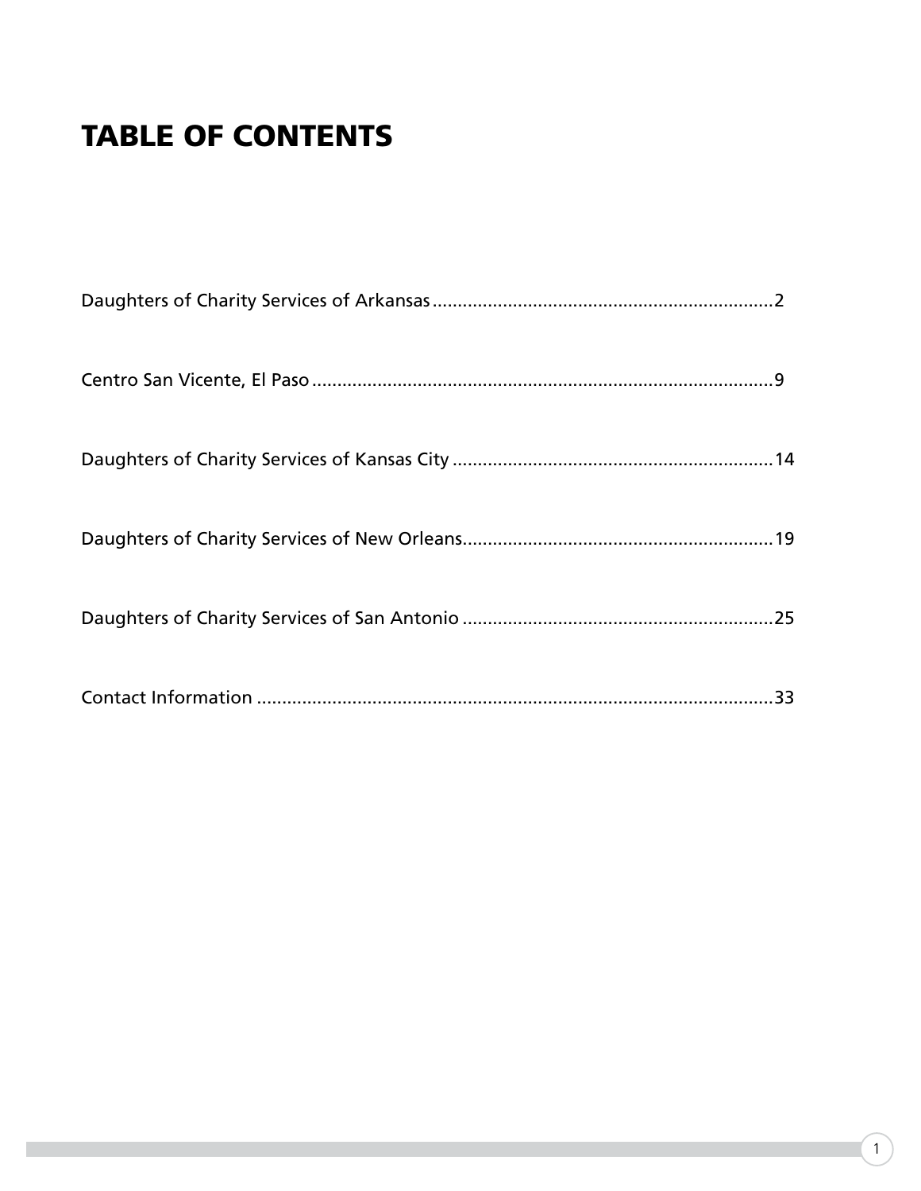# TABLE OF CONTENTS

Daughters of Charity Services of Arkansas....................................................................2

Centro San Vicente, El Paso............................................................................................9

Daughters of Charity Services of Kansas City ................................................................14

Daughters of Charity Services of New Orleans..............................................................19

Daughters of Charity Services of San Antonio ..............................................................25

Contact Information .......................................................................................................33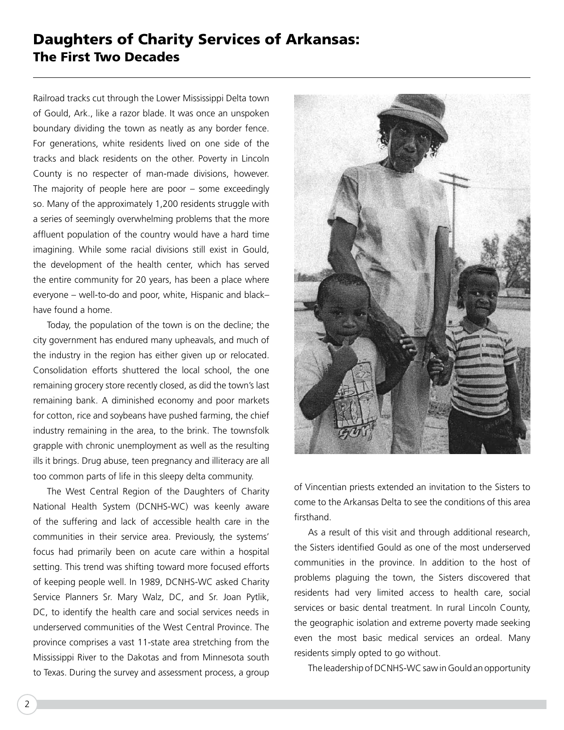# Daughters of Charity Services of Arkansas:
## The First Two Decades

Railroad tracks cut through the Lower Mississippi Delta town of Gould, Ark., like a razor blade. It was once an unspoken boundary dividing the town as neatly as any border fence. For generations, white residents lived on one side of the tracks and black residents on the other. Poverty in Lincoln County is no respecter of man-made divisions, however. The majority of people here are poor – some exceedingly so. Many of the approximately 1,200 residents struggle with a series of seemingly overwhelming problems that the more affluent population of the country would have a hard time imagining. While some racial divisions still exist in Gould, the development of the health center, which has served the entire community for 20 years, has been a place where everyone – well-to-do and poor, white, Hispanic and black– have found a home.

Today, the population of the town is on the decline; the city government has endured many upheavals, and much of the industry in the region has either given up or relocated. Consolidation efforts shuttered the local school, the one remaining grocery store recently closed, as did the town's last remaining bank. A diminished economy and poor markets for cotton, rice and soybeans have pushed farming, the chief industry remaining in the area, to the brink. The townsfolk grapple with chronic unemployment as well as the resulting ills it brings. Drug abuse, teen pregnancy and illiteracy are all too common parts of life in this sleepy delta community.

The West Central Region of the Daughters of Charity National Health System (DCNHS-WC) was keenly aware of the suffering and lack of accessible health care in the communities in their service area. Previously, the systems' focus had primarily been on acute care within a hospital setting. This trend was shifting toward more focused efforts of keeping people well. In 1989, DCNHS-WC asked Charity Service Planners Sr. Mary Walz, DC, and Sr. Joan Pytlik, DC, to identify the health care and social services needs in underserved communities of the West Central Province. The province comprises a vast 11-state area stretching from the Mississippi River to the Dakotas and from Minnesota south to Texas. During the survey and assessment process, a group of Vincentian priests extended an invitation to the Sisters to come to the Arkansas Delta to see the conditions of this area firsthand.

As a result of this visit and through additional research, the Sisters identified Gould as one of the most underserved communities in the province. In addition to the host of problems plaguing the town, the Sisters discovered that residents had very limited access to health care, social services or basic dental treatment. In rural Lincoln County, the geographic isolation and extreme poverty made seeking even the most basic medical services an ordeal. Many residents simply opted to go without.

The leadership of DCNHS-WC saw in Gould an opportunity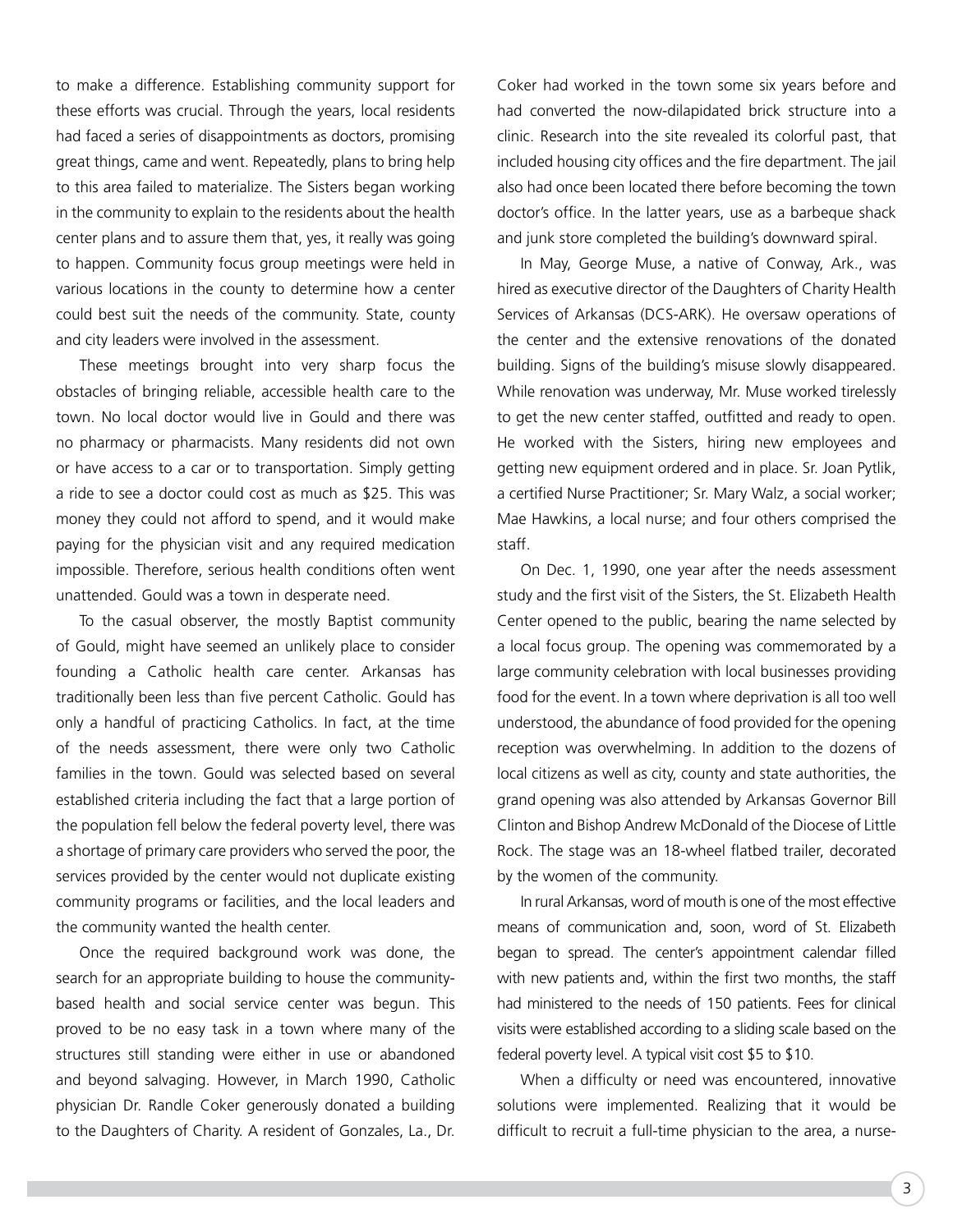to make a difference. Establishing community support for these efforts was crucial. Through the years, local residents had faced a series of disappointments as doctors, promising great things, came and went. Repeatedly, plans to bring help to this area failed to materialize. The Sisters began working in the community to explain to the residents about the health center plans and to assure them that, yes, it really was going to happen. Community focus group meetings were held in various locations in the county to determine how a center could best suit the needs of the community. State, county and city leaders were involved in the assessment.

These meetings brought into very sharp focus the obstacles of bringing reliable, accessible health care to the town. No local doctor would live in Gould and there was no pharmacy or pharmacists. Many residents did not own or have access to a car or to transportation. Simply getting a ride to see a doctor could cost as much as $25. This was money they could not afford to spend, and it would make paying for the physician visit and any required medication impossible. Therefore, serious health conditions often went unattended. Gould was a town in desperate need.

To the casual observer, the mostly Baptist community of Gould, might have seemed an unlikely place to consider founding a Catholic health care center. Arkansas has traditionally been less than five percent Catholic. Gould has only a handful of practicing Catholics. In fact, at the time of the needs assessment, there were only two Catholic families in the town. Gould was selected based on several established criteria including the fact that a large portion of the population fell below the federal poverty level, there was a shortage of primary care providers who served the poor, the services provided by the center would not duplicate existing community programs or facilities, and the local leaders and the community wanted the health center.

Once the required background work was done, the search for an appropriate building to house the community-based health and social service center was begun. This proved to be no easy task in a town where many of the structures still standing were either in use or abandoned and beyond salvaging. However, in March 1990, Catholic physician Dr. Randle Coker generously donated a building to the Daughters of Charity. A resident of Gonzales, La., Dr. Coker had worked in the town some six years before and had converted the now-dilapidated brick structure into a clinic. Research into the site revealed its colorful past, that included housing city offices and the fire department. The jail also had once been located there before becoming the town doctor's office. In the latter years, use as a barbeque shack and junk store completed the building's downward spiral.

In May, George Muse, a native of Conway, Ark., was hired as executive director of the Daughters of Charity Health Services of Arkansas (DCS-ARK). He oversaw operations of the center and the extensive renovations of the donated building. Signs of the building's misuse slowly disappeared. While renovation was underway, Mr. Muse worked tirelessly to get the new center staffed, outfitted and ready to open. He worked with the Sisters, hiring new employees and getting new equipment ordered and in place. Sr. Joan Pytlik, a certified Nurse Practitioner; Sr. Mary Walz, a social worker; Mae Hawkins, a local nurse; and four others comprised the staff.

On Dec. 1, 1990, one year after the needs assessment study and the first visit of the Sisters, the St. Elizabeth Health Center opened to the public, bearing the name selected by a local focus group. The opening was commemorated by a large community celebration with local businesses providing food for the event. In a town where deprivation is all too well understood, the abundance of food provided for the opening reception was overwhelming. In addition to the dozens of local citizens as well as city, county and state authorities, the grand opening was also attended by Arkansas Governor Bill Clinton and Bishop Andrew McDonald of the Diocese of Little Rock. The stage was an 18-wheel flatbed trailer, decorated by the women of the community.

In rural Arkansas, word of mouth is one of the most effective means of communication and, soon, word of St. Elizabeth began to spread. The center's appointment calendar filled with new patients and, within the first two months, the staff had ministered to the needs of 150 patients. Fees for clinical visits were established according to a sliding scale based on the federal poverty level. A typical visit cost $5 to $10.

When a difficulty or need was encountered, innovative solutions were implemented. Realizing that it would be difficult to recruit a full-time physician to the area, a nurse-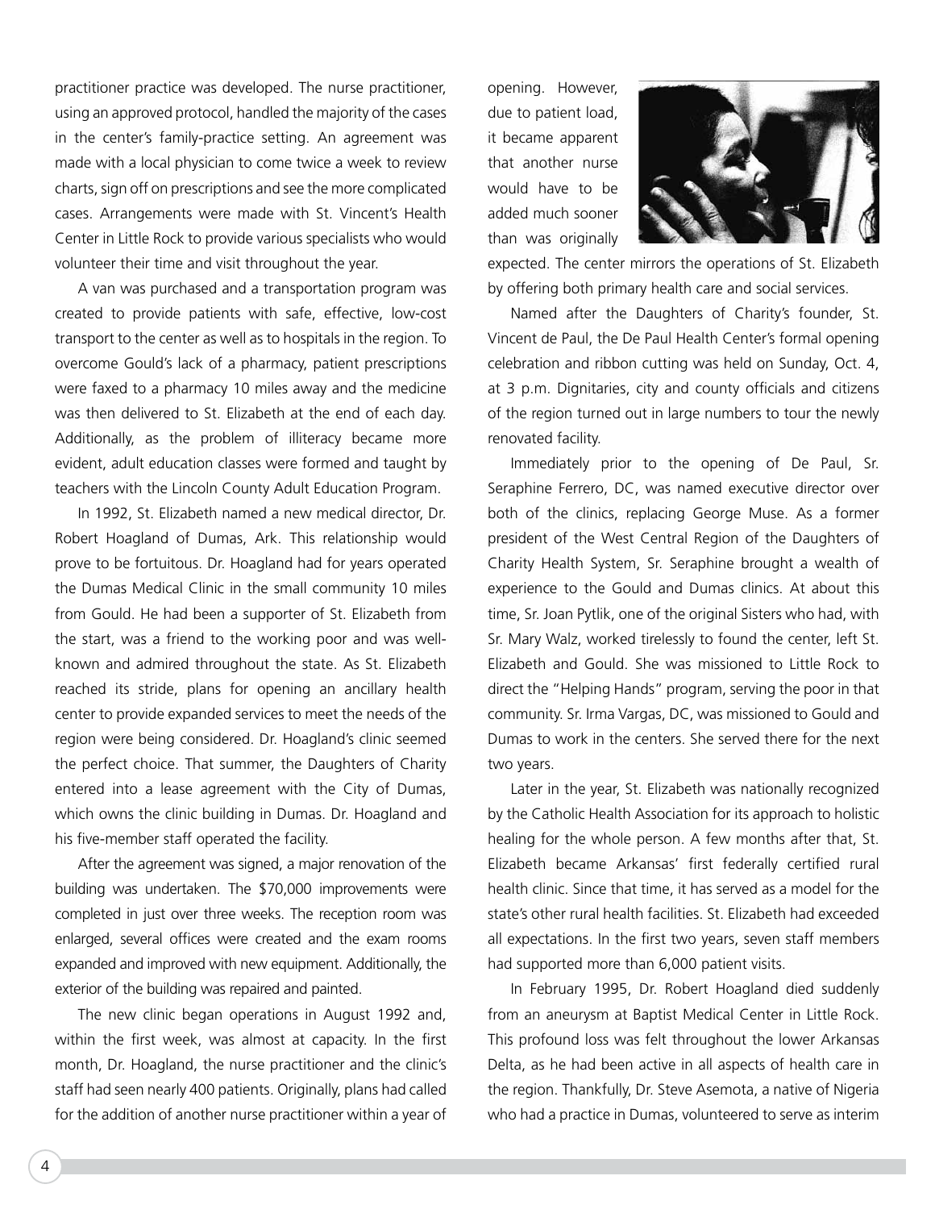practitioner practice was developed. The nurse practitioner, using an approved protocol, handled the majority of the cases in the center's family-practice setting. An agreement was made with a local physician to come twice a week to review charts, sign off on prescriptions and see the more complicated cases. Arrangements were made with St. Vincent's Health Center in Little Rock to provide various specialists who would volunteer their time and visit throughout the year.

A van was purchased and a transportation program was created to provide patients with safe, effective, low-cost transport to the center as well as to hospitals in the region. To overcome Gould's lack of a pharmacy, patient prescriptions were faxed to a pharmacy 10 miles away and the medicine was then delivered to St. Elizabeth at the end of each day. Additionally, as the problem of illiteracy became more evident, adult education classes were formed and taught by teachers with the Lincoln County Adult Education Program.

In 1992, St. Elizabeth named a new medical director, Dr. Robert Hoagland of Dumas, Ark. This relationship would prove to be fortuitous. Dr. Hoagland had for years operated the Dumas Medical Clinic in the small community 10 miles from Gould. He had been a supporter of St. Elizabeth from the start, was a friend to the working poor and was well-known and admired throughout the state. As St. Elizabeth reached its stride, plans for opening an ancillary health center to provide expanded services to meet the needs of the region were being considered. Dr. Hoagland's clinic seemed the perfect choice. That summer, the Daughters of Charity entered into a lease agreement with the City of Dumas, which owns the clinic building in Dumas. Dr. Hoagland and his five-member staff operated the facility.

After the agreement was signed, a major renovation of the building was undertaken. The $70,000 improvements were completed in just over three weeks. The reception room was enlarged, several offices were created and the exam rooms expanded and improved with new equipment. Additionally, the exterior of the building was repaired and painted.

The new clinic began operations in August 1992 and, within the first week, was almost at capacity. In the first month, Dr. Hoagland, the nurse practitioner and the clinic's staff had seen nearly 400 patients. Originally, plans had called for the addition of another nurse practitioner within a year of opening. However, due to patient load, it became apparent that another nurse would have to be added much sooner than was originally expected. The center mirrors the operations of St. Elizabeth by offering both primary health care and social services.

Named after the Daughters of Charity's founder, St. Vincent de Paul, the De Paul Health Center's formal opening celebration and ribbon cutting was held on Sunday, Oct. 4, at 3 p.m. Dignitaries, city and county officials and citizens of the region turned out in large numbers to tour the newly renovated facility.

Immediately prior to the opening of De Paul, Sr. Seraphine Ferrero, DC, was named executive director over both of the clinics, replacing George Muse. As a former president of the West Central Region of the Daughters of Charity Health System, Sr. Seraphine brought a wealth of experience to the Gould and Dumas clinics. At about this time, Sr. Joan Pytlik, one of the original Sisters who had, with Sr. Mary Walz, worked tirelessly to found the center, left St. Elizabeth and Gould. She was missioned to Little Rock to direct the "Helping Hands" program, serving the poor in that community. Sr. Irma Vargas, DC, was missioned to Gould and Dumas to work in the centers. She served there for the next two years.

Later in the year, St. Elizabeth was nationally recognized by the Catholic Health Association for its approach to holistic healing for the whole person. A few months after that, St. Elizabeth became Arkansas' first federally certified rural health clinic. Since that time, it has served as a model for the state's other rural health facilities. St. Elizabeth had exceeded all expectations. In the first two years, seven staff members had supported more than 6,000 patient visits.

In February 1995, Dr. Robert Hoagland died suddenly from an aneurysm at Baptist Medical Center in Little Rock. This profound loss was felt throughout the lower Arkansas Delta, as he had been active in all aspects of health care in the region. Thankfully, Dr. Steve Asemota, a native of Nigeria who had a practice in Dumas, volunteered to serve as interim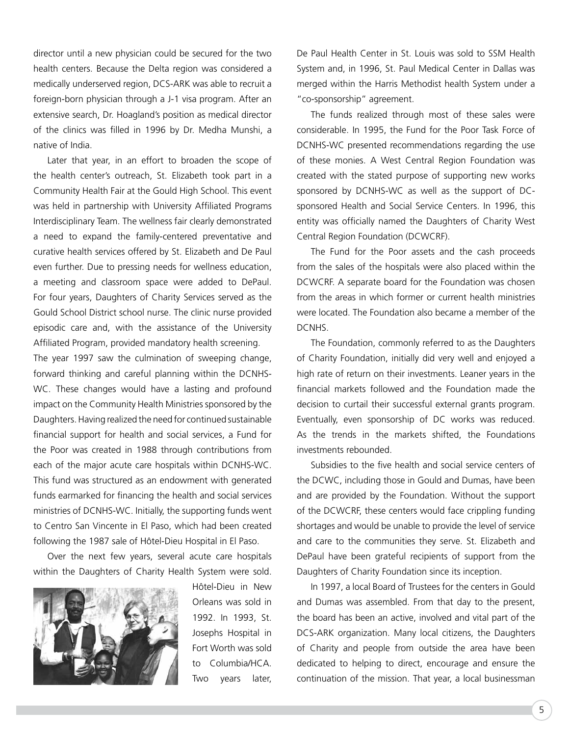director until a new physician could be secured for the two health centers. Because the Delta region was considered a medically underserved region, DCS-ARK was able to recruit a foreign-born physician through a J-1 visa program. After an extensive search, Dr. Hoagland's position as medical director of the clinics was filled in 1996 by Dr. Medha Munshi, a native of India.

Later that year, in an effort to broaden the scope of the health center's outreach, St. Elizabeth took part in a Community Health Fair at the Gould High School. This event was held in partnership with University Affiliated Programs Interdisciplinary Team. The wellness fair clearly demonstrated a need to expand the family-centered preventative and curative health services offered by St. Elizabeth and De Paul even further. Due to pressing needs for wellness education, a meeting and classroom space were added to DePaul. For four years, Daughters of Charity Services served as the Gould School District school nurse. The clinic nurse provided episodic care and, with the assistance of the University Affiliated Program, provided mandatory health screening.

The year 1997 saw the culmination of sweeping change, forward thinking and careful planning within the DCNHS-WC. These changes would have a lasting and profound impact on the Community Health Ministries sponsored by the Daughters. Having realized the need for continued sustainable financial support for health and social services, a Fund for the Poor was created in 1988 through contributions from each of the major acute care hospitals within DCNHS-WC. This fund was structured as an endowment with generated funds earmarked for financing the health and social services ministries of DCNHS-WC. Initially, the supporting funds went to Centro San Vincente in El Paso, which had been created following the 1987 sale of Hôtel-Dieu Hospital in El Paso.

Over the next few years, several acute care hospitals within the Daughters of Charity Health System were sold. Hôtel-Dieu in New Orleans was sold in 1992. In 1993, St. Josephs Hospital in Fort Worth was sold to Columbia/HCA. Two years later, De Paul Health Center in St. Louis was sold to SSM Health System and, in 1996, St. Paul Medical Center in Dallas was merged within the Harris Methodist health System under a "co-sponsorship" agreement.

The funds realized through most of these sales were considerable. In 1995, the Fund for the Poor Task Force of DCNHS-WC presented recommendations regarding the use of these monies. A West Central Region Foundation was created with the stated purpose of supporting new works sponsored by DCNHS-WC as well as the support of DC-sponsored Health and Social Service Centers. In 1996, this entity was officially named the Daughters of Charity West Central Region Foundation (DCWCRF).

The Fund for the Poor assets and the cash proceeds from the sales of the hospitals were also placed within the DCWCRF. A separate board for the Foundation was chosen from the areas in which former or current health ministries were located. The Foundation also became a member of the DCNHS.

The Foundation, commonly referred to as the Daughters of Charity Foundation, initially did very well and enjoyed a high rate of return on their investments. Leaner years in the financial markets followed and the Foundation made the decision to curtail their successful external grants program. Eventually, even sponsorship of DC works was reduced. As the trends in the markets shifted, the Foundations investments rebounded.

Subsidies to the five health and social service centers of the DCWC, including those in Gould and Dumas, have been and are provided by the Foundation. Without the support of the DCWCRF, these centers would face crippling funding shortages and would be unable to provide the level of service and care to the communities they serve. St. Elizabeth and DePaul have been grateful recipients of support from the Daughters of Charity Foundation since its inception.

In 1997, a local Board of Trustees for the centers in Gould and Dumas was assembled. From that day to the present, the board has been an active, involved and vital part of the DCS-ARK organization. Many local citizens, the Daughters of Charity and people from outside the area have been dedicated to helping to direct, encourage and ensure the continuation of the mission. That year, a local businessman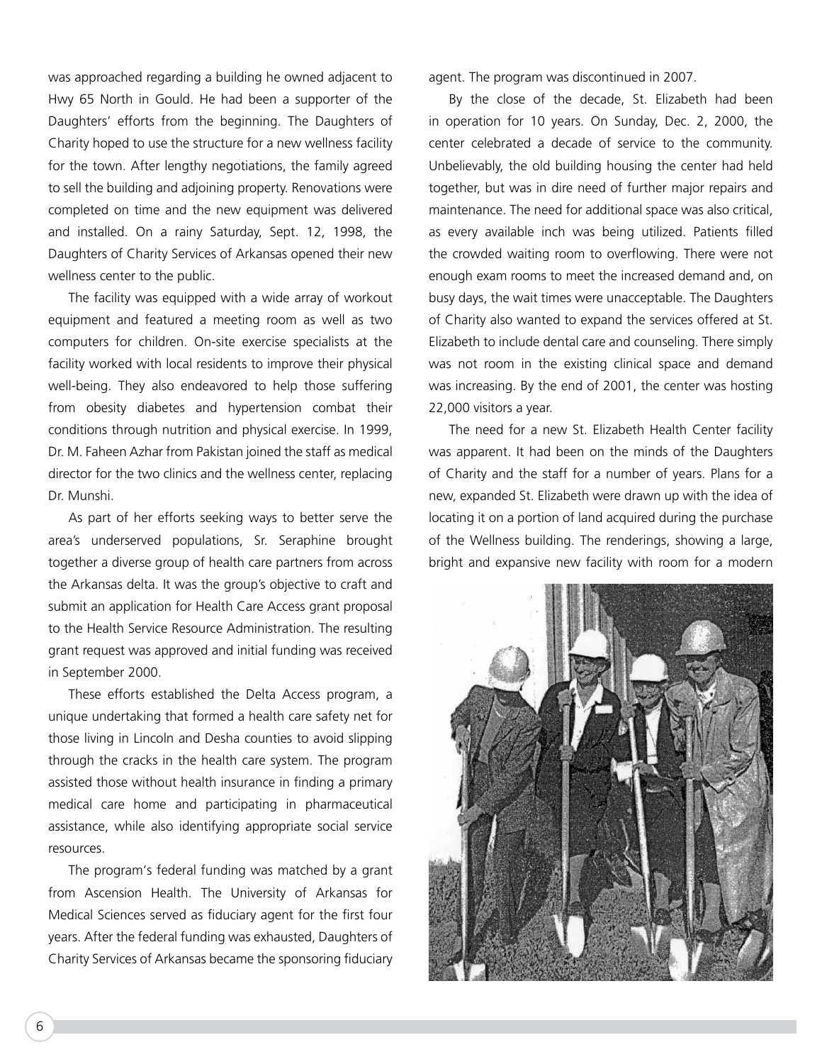was approached regarding a building he owned adjacent to Hwy 65 North in Gould. He had been a supporter of the Daughters' efforts from the beginning. The Daughters of Charity hoped to use the structure for a new wellness facility for the town. After lengthy negotiations, the family agreed to sell the building and adjoining property. Renovations were completed on time and the new equipment was delivered and installed. On a rainy Saturday, Sept. 12, 1998, the Daughters of Charity Services of Arkansas opened their new wellness center to the public.

The facility was equipped with a wide array of workout equipment and featured a meeting room as well as two computers for children. On-site exercise specialists at the facility worked with local residents to improve their physical well-being. They also endeavored to help those suffering from obesity diabetes and hypertension combat their conditions through nutrition and physical exercise. In 1999, Dr. M. Faheen Azhar from Pakistan joined the staff as medical director for the two clinics and the wellness center, replacing Dr. Munshi.

As part of her efforts seeking ways to better serve the area's underserved populations, Sr. Seraphine brought together a diverse group of health care partners from across the Arkansas delta. It was the group's objective to craft and submit an application for Health Care Access grant proposal to the Health Service Resource Administration. The resulting grant request was approved and initial funding was received in September 2000.

These efforts established the Delta Access program, a unique undertaking that formed a health care safety net for those living in Lincoln and Desha counties to avoid slipping through the cracks in the health care system. The program assisted those without health insurance in finding a primary medical care home and participating in pharmaceutical assistance, while also identifying appropriate social service resources.

The program's federal funding was matched by a grant from Ascension Health. The University of Arkansas for Medical Sciences served as fiduciary agent for the first four years. After the federal funding was exhausted, Daughters of Charity Services of Arkansas became the sponsoring fiduciary agent. The program was discontinued in 2007.

By the close of the decade, St. Elizabeth had been in operation for 10 years. On Sunday, Dec. 2, 2000, the center celebrated a decade of service to the community. Unbelievably, the old building housing the center had held together, but was in dire need of further major repairs and maintenance. The need for additional space was also critical, as every available inch was being utilized. Patients filled the crowded waiting room to overflowing. There were not enough exam rooms to meet the increased demand and, on busy days, the wait times were unacceptable. The Daughters of Charity also wanted to expand the services offered at St. Elizabeth to include dental care and counseling. There simply was not room in the existing clinical space and demand was increasing. By the end of 2001, the center was hosting 22,000 visitors a year.

The need for a new St. Elizabeth Health Center facility was apparent. It had been on the minds of the Daughters of Charity and the staff for a number of years. Plans for a new, expanded St. Elizabeth were drawn up with the idea of locating it on a portion of land acquired during the purchase of the Wellness building. The renderings, showing a large, bright and expansive new facility with room for a modern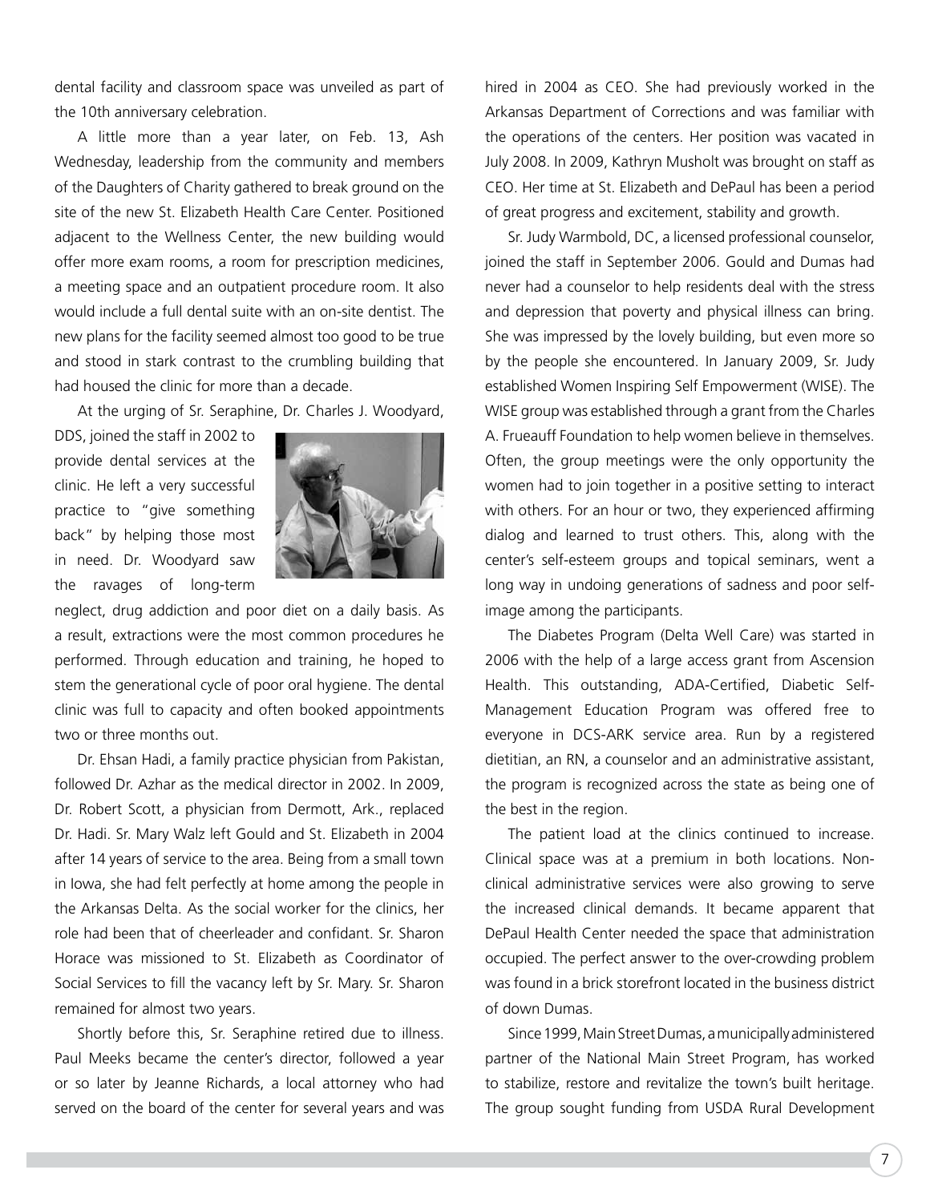dental facility and classroom space was unveiled as part of the 10th anniversary celebration.

A little more than a year later, on Feb. 13, Ash Wednesday, leadership from the community and members of the Daughters of Charity gathered to break ground on the site of the new St. Elizabeth Health Care Center. Positioned adjacent to the Wellness Center, the new building would offer more exam rooms, a room for prescription medicines, a meeting space and an outpatient procedure room. It also would include a full dental suite with an on-site dentist. The new plans for the facility seemed almost too good to be true and stood in stark contrast to the crumbling building that had housed the clinic for more than a decade.

At the urging of Sr. Seraphine, Dr. Charles J. Woodyard, DDS, joined the staff in 2002 to provide dental services at the clinic. He left a very successful practice to "give something back" by helping those most in need. Dr. Woodyard saw the ravages of long-term neglect, drug addiction and poor diet on a daily basis. As a result, extractions were the most common procedures he performed. Through education and training, he hoped to stem the generational cycle of poor oral hygiene. The dental clinic was full to capacity and often booked appointments two or three months out.

Dr. Ehsan Hadi, a family practice physician from Pakistan, followed Dr. Azhar as the medical director in 2002. In 2009, Dr. Robert Scott, a physician from Dermott, Ark., replaced Dr. Hadi. Sr. Mary Walz left Gould and St. Elizabeth in 2004 after 14 years of service to the area. Being from a small town in Iowa, she had felt perfectly at home among the people in the Arkansas Delta. As the social worker for the clinics, her role had been that of cheerleader and confidant. Sr. Sharon Horace was missioned to St. Elizabeth as Coordinator of Social Services to fill the vacancy left by Sr. Mary. Sr. Sharon remained for almost two years.

Shortly before this, Sr. Seraphine retired due to illness. Paul Meeks became the center's director, followed a year or so later by Jeanne Richards, a local attorney who had served on the board of the center for several years and was hired in 2004 as CEO. She had previously worked in the Arkansas Department of Corrections and was familiar with the operations of the centers. Her position was vacated in July 2008. In 2009, Kathryn Musholt was brought on staff as CEO. Her time at St. Elizabeth and DePaul has been a period of great progress and excitement, stability and growth.

Sr. Judy Warmbold, DC, a licensed professional counselor, joined the staff in September 2006. Gould and Dumas had never had a counselor to help residents deal with the stress and depression that poverty and physical illness can bring. She was impressed by the lovely building, but even more so by the people she encountered. In January 2009, Sr. Judy established Women Inspiring Self Empowerment (WISE). The WISE group was established through a grant from the Charles A. Frueauff Foundation to help women believe in themselves. Often, the group meetings were the only opportunity the women had to join together in a positive setting to interact with others. For an hour or two, they experienced affirming dialog and learned to trust others. This, along with the center's self-esteem groups and topical seminars, went a long way in undoing generations of sadness and poor self-image among the participants.

The Diabetes Program (Delta Well Care) was started in 2006 with the help of a large access grant from Ascension Health. This outstanding, ADA-Certified, Diabetic Self-Management Education Program was offered free to everyone in DCS-ARK service area. Run by a registered dietitian, an RN, a counselor and an administrative assistant, the program is recognized across the state as being one of the best in the region.

The patient load at the clinics continued to increase. Clinical space was at a premium in both locations. Non-clinical administrative services were also growing to serve the increased clinical demands. It became apparent that DePaul Health Center needed the space that administration occupied. The perfect answer to the over-crowding problem was found in a brick storefront located in the business district of down Dumas.

Since 1999, Main Street Dumas, a municipally administered partner of the National Main Street Program, has worked to stabilize, restore and revitalize the town's built heritage. The group sought funding from USDA Rural Development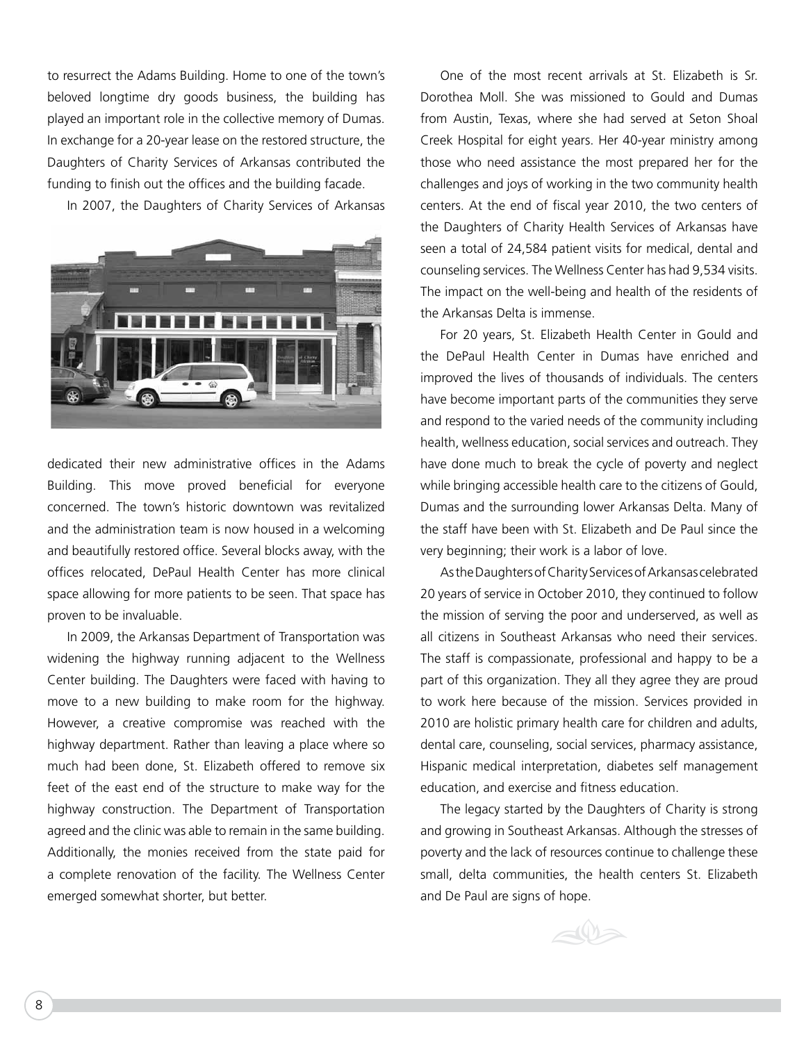to resurrect the Adams Building. Home to one of the town's beloved longtime dry goods business, the building has played an important role in the collective memory of Dumas. In exchange for a 20-year lease on the restored structure, the Daughters of Charity Services of Arkansas contributed the funding to finish out the offices and the building facade.

In 2007, the Daughters of Charity Services of Arkansas dedicated their new administrative offices in the Adams Building. This move proved beneficial for everyone concerned. The town's historic downtown was revitalized and the administration team is now housed in a welcoming and beautifully restored office. Several blocks away, with the offices relocated, DePaul Health Center has more clinical space allowing for more patients to be seen. That space has proven to be invaluable.

In 2009, the Arkansas Department of Transportation was widening the highway running adjacent to the Wellness Center building. The Daughters were faced with having to move to a new building to make room for the highway. However, a creative compromise was reached with the highway department. Rather than leaving a place where so much had been done, St. Elizabeth offered to remove six feet of the east end of the structure to make way for the highway construction. The Department of Transportation agreed and the clinic was able to remain in the same building. Additionally, the monies received from the state paid for a complete renovation of the facility. The Wellness Center emerged somewhat shorter, but better.

One of the most recent arrivals at St. Elizabeth is Sr. Dorothea Moll. She was missioned to Gould and Dumas from Austin, Texas, where she had served at Seton Shoal Creek Hospital for eight years. Her 40-year ministry among those who need assistance the most prepared her for the challenges and joys of working in the two community health centers. At the end of fiscal year 2010, the two centers of the Daughters of Charity Health Services of Arkansas have seen a total of 24,584 patient visits for medical, dental and counseling services. The Wellness Center has had 9,534 visits. The impact on the well-being and health of the residents of the Arkansas Delta is immense.

For 20 years, St. Elizabeth Health Center in Gould and the DePaul Health Center in Dumas have enriched and improved the lives of thousands of individuals. The centers have become important parts of the communities they serve and respond to the varied needs of the community including health, wellness education, social services and outreach. They have done much to break the cycle of poverty and neglect while bringing accessible health care to the citizens of Gould, Dumas and the surrounding lower Arkansas Delta. Many of the staff have been with St. Elizabeth and De Paul since the very beginning; their work is a labor of love.

As the Daughters of Charity Services of Arkansas celebrated 20 years of service in October 2010, they continued to follow the mission of serving the poor and underserved, as well as all citizens in Southeast Arkansas who need their services. The staff is compassionate, professional and happy to be a part of this organization. They all they agree they are proud to work here because of the mission. Services provided in 2010 are holistic primary health care for children and adults, dental care, counseling, social services, pharmacy assistance, Hispanic medical interpretation, diabetes self management education, and exercise and fitness education.

The legacy started by the Daughters of Charity is strong and growing in Southeast Arkansas. Although the stresses of poverty and the lack of resources continue to challenge these small, delta communities, the health centers St. Elizabeth and De Paul are signs of hope.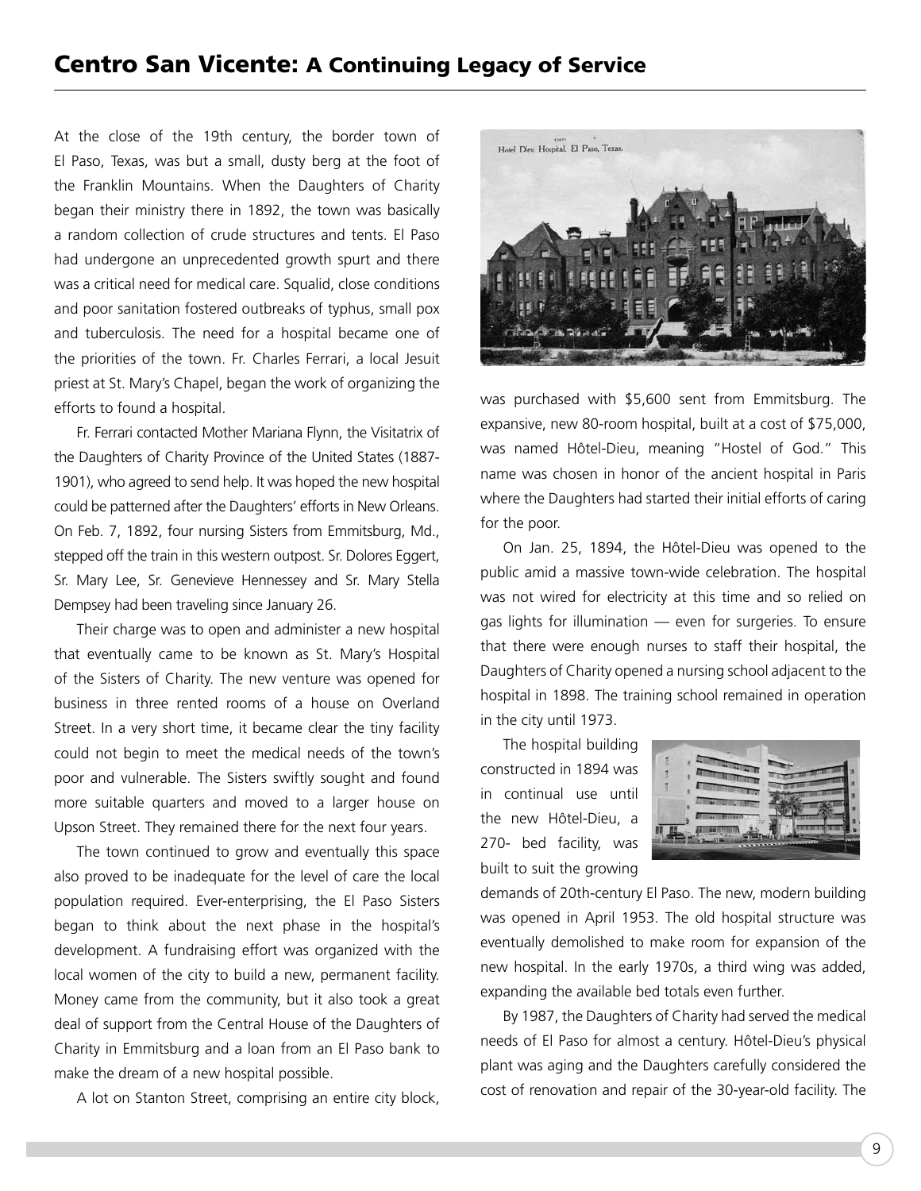# Centro San Vicente: A Continuing Legacy of Service

At the close of the 19th century, the border town of El Paso, Texas, was but a small, dusty berg at the foot of the Franklin Mountains. When the Daughters of Charity began their ministry there in 1892, the town was basically a random collection of crude structures and tents. El Paso had undergone an unprecedented growth spurt and there was a critical need for medical care. Squalid, close conditions and poor sanitation fostered outbreaks of typhus, small pox and tuberculosis. The need for a hospital became one of the priorities of the town. Fr. Charles Ferrari, a local Jesuit priest at St. Mary's Chapel, began the work of organizing the efforts to found a hospital.

Fr. Ferrari contacted Mother Mariana Flynn, the Visitatrix of the Daughters of Charity Province of the United States (1887-1901), who agreed to send help. It was hoped the new hospital could be patterned after the Daughters' efforts in New Orleans. On Feb. 7, 1892, four nursing Sisters from Emmitsburg, Md., stepped off the train in this western outpost. Sr. Dolores Eggert, Sr. Mary Lee, Sr. Genevieve Hennessey and Sr. Mary Stella Dempsey had been traveling since January 26.

Their charge was to open and administer a new hospital that eventually came to be known as St. Mary's Hospital of the Sisters of Charity. The new venture was opened for business in three rented rooms of a house on Overland Street. In a very short time, it became clear the tiny facility could not begin to meet the medical needs of the town's poor and vulnerable. The Sisters swiftly sought and found more suitable quarters and moved to a larger house on Upson Street. They remained there for the next four years.

The town continued to grow and eventually this space also proved to be inadequate for the level of care the local population required. Ever-enterprising, the El Paso Sisters began to think about the next phase in the hospital's development. A fundraising effort was organized with the local women of the city to build a new, permanent facility. Money came from the community, but it also took a great deal of support from the Central House of the Daughters of Charity in Emmitsburg and a loan from an El Paso bank to make the dream of a new hospital possible.

A lot on Stanton Street, comprising an entire city block, was purchased with $5,600 sent from Emmitsburg. The expansive, new 80-room hospital, built at a cost of $75,000, was named Hôtel-Dieu, meaning "Hostel of God." This name was chosen in honor of the ancient hospital in Paris where the Daughters had started their initial efforts of caring for the poor.

Hotel Dieu Hospital, El Paso, Texas.

On Jan. 25, 1894, the Hôtel-Dieu was opened to the public amid a massive town-wide celebration. The hospital was not wired for electricity at this time and so relied on gas lights for illumination — even for surgeries. To ensure that there were enough nurses to staff their hospital, the Daughters of Charity opened a nursing school adjacent to the hospital in 1898. The training school remained in operation in the city until 1973.

The hospital building constructed in 1894 was in continual use until the new Hôtel-Dieu, a 270- bed facility, was built to suit the growing demands of 20th-century El Paso. The new, modern building was opened in April 1953. The old hospital structure was eventually demolished to make room for expansion of the new hospital. In the early 1970s, a third wing was added, expanding the available bed totals even further.

By 1987, the Daughters of Charity had served the medical needs of El Paso for almost a century. Hôtel-Dieu's physical plant was aging and the Daughters carefully considered the cost of renovation and repair of the 30-year-old facility. The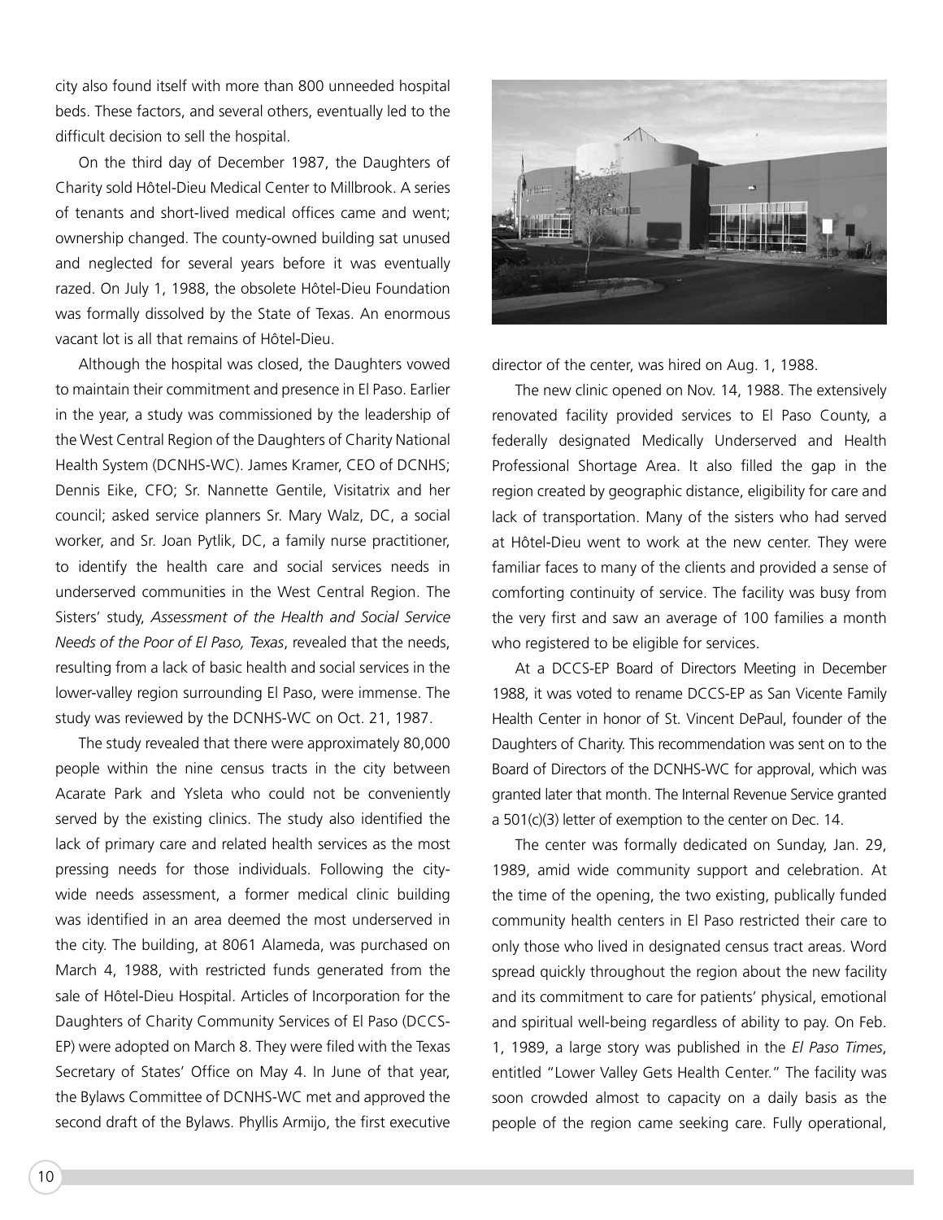city also found itself with more than 800 unneeded hospital beds. These factors, and several others, eventually led to the difficult decision to sell the hospital.

On the third day of December 1987, the Daughters of Charity sold Hôtel-Dieu Medical Center to Millbrook. A series of tenants and short-lived medical offices came and went; ownership changed. The county-owned building sat unused and neglected for several years before it was eventually razed. On July 1, 1988, the obsolete Hôtel-Dieu Foundation was formally dissolved by the State of Texas. An enormous vacant lot is all that remains of Hôtel-Dieu.

Although the hospital was closed, the Daughters vowed to maintain their commitment and presence in El Paso. Earlier in the year, a study was commissioned by the leadership of the West Central Region of the Daughters of Charity National Health System (DCNHS-WC). James Kramer, CEO of DCNHS; Dennis Eike, CFO; Sr. Nannette Gentile, Visitatrix and her council; asked service planners Sr. Mary Walz, DC, a social worker, and Sr. Joan Pytlik, DC, a family nurse practitioner, to identify the health care and social services needs in underserved communities in the West Central Region. The Sisters' study, *Assessment of the Health and Social Service Needs of the Poor of El Paso, Texas*, revealed that the needs, resulting from a lack of basic health and social services in the lower-valley region surrounding El Paso, were immense. The study was reviewed by the DCNHS-WC on Oct. 21, 1987.

The study revealed that there were approximately 80,000 people within the nine census tracts in the city between Acarate Park and Ysleta who could not be conveniently served by the existing clinics. The study also identified the lack of primary care and related health services as the most pressing needs for those individuals. Following the city-wide needs assessment, a former medical clinic building was identified in an area deemed the most underserved in the city. The building, at 8061 Alameda, was purchased on March 4, 1988, with restricted funds generated from the sale of Hôtel-Dieu Hospital. Articles of Incorporation for the Daughters of Charity Community Services of El Paso (DCCS-EP) were adopted on March 8. They were filed with the Texas Secretary of States' Office on May 4. In June of that year, the Bylaws Committee of DCNHS-WC met and approved the second draft of the Bylaws. Phyllis Armijo, the first executive director of the center, was hired on Aug. 1, 1988.

The new clinic opened on Nov. 14, 1988. The extensively renovated facility provided services to El Paso County, a federally designated Medically Underserved and Health Professional Shortage Area. It also filled the gap in the region created by geographic distance, eligibility for care and lack of transportation. Many of the sisters who had served at Hôtel-Dieu went to work at the new center. They were familiar faces to many of the clients and provided a sense of comforting continuity of service. The facility was busy from the very first and saw an average of 100 families a month who registered to be eligible for services.

At a DCCS-EP Board of Directors Meeting in December 1988, it was voted to rename DCCS-EP as San Vicente Family Health Center in honor of St. Vincent DePaul, founder of the Daughters of Charity. This recommendation was sent on to the Board of Directors of the DCNHS-WC for approval, which was granted later that month. The Internal Revenue Service granted a 501(c)(3) letter of exemption to the center on Dec. 14.

The center was formally dedicated on Sunday, Jan. 29, 1989, amid wide community support and celebration. At the time of the opening, the two existing, publically funded community health centers in El Paso restricted their care to only those who lived in designated census tract areas. Word spread quickly throughout the region about the new facility and its commitment to care for patients' physical, emotional and spiritual well-being regardless of ability to pay. On Feb. 1, 1989, a large story was published in the *El Paso Times*, entitled "Lower Valley Gets Health Center." The facility was soon crowded almost to capacity on a daily basis as the people of the region came seeking care. Fully operational,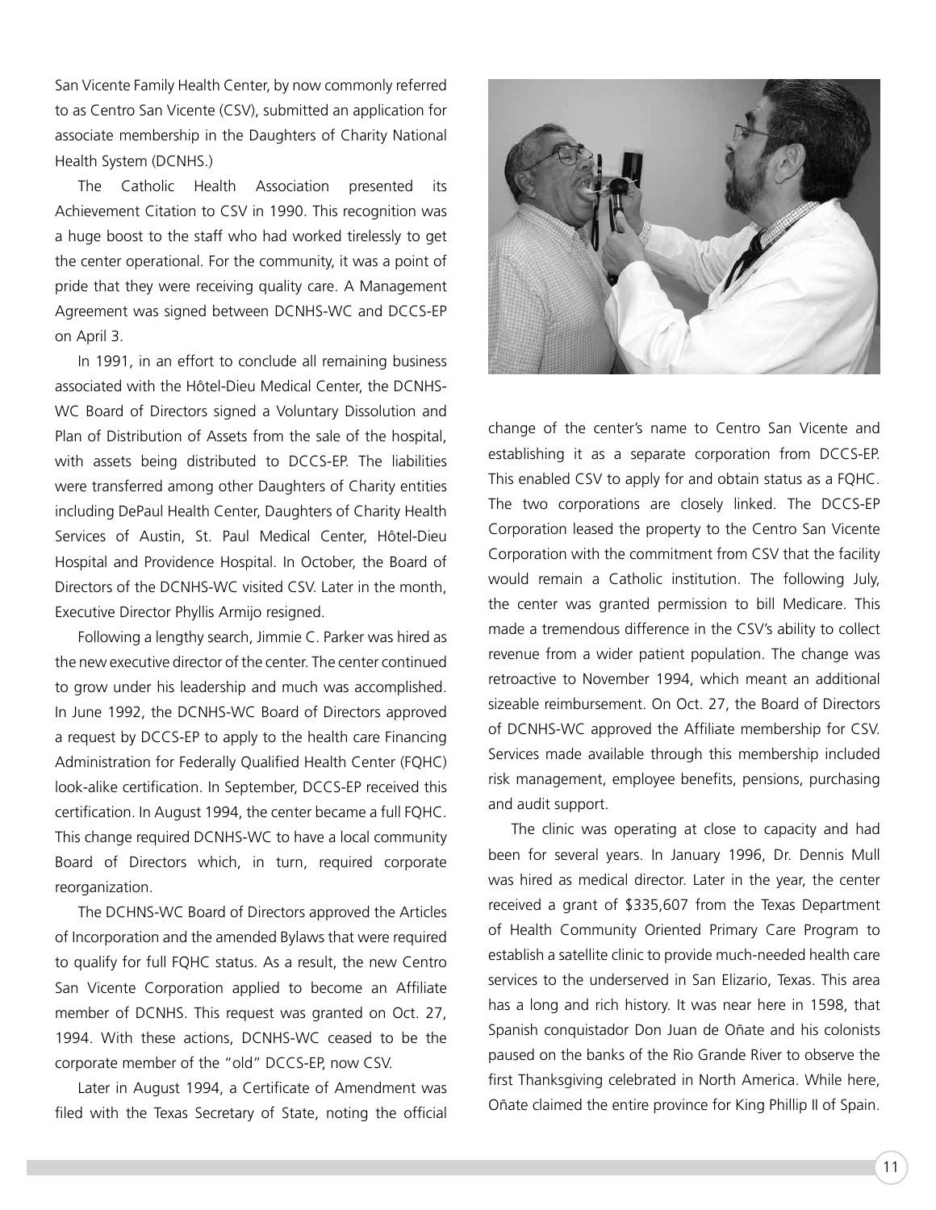San Vicente Family Health Center, by now commonly referred to as Centro San Vicente (CSV), submitted an application for associate membership in the Daughters of Charity National Health System (DCNHS.)

The Catholic Health Association presented its Achievement Citation to CSV in 1990. This recognition was a huge boost to the staff who had worked tirelessly to get the center operational. For the community, it was a point of pride that they were receiving quality care. A Management Agreement was signed between DCNHS-WC and DCCS-EP on April 3.

In 1991, in an effort to conclude all remaining business associated with the Hôtel-Dieu Medical Center, the DCNHS-WC Board of Directors signed a Voluntary Dissolution and Plan of Distribution of Assets from the sale of the hospital, with assets being distributed to DCCS-EP. The liabilities were transferred among other Daughters of Charity entities including DePaul Health Center, Daughters of Charity Health Services of Austin, St. Paul Medical Center, Hôtel-Dieu Hospital and Providence Hospital. In October, the Board of Directors of the DCNHS-WC visited CSV. Later in the month, Executive Director Phyllis Armijo resigned.

Following a lengthy search, Jimmie C. Parker was hired as the new executive director of the center. The center continued to grow under his leadership and much was accomplished. In June 1992, the DCNHS-WC Board of Directors approved a request by DCCS-EP to apply to the health care Financing Administration for Federally Qualified Health Center (FQHC) look-alike certification. In September, DCCS-EP received this certification. In August 1994, the center became a full FQHC. This change required DCNHS-WC to have a local community Board of Directors which, in turn, required corporate reorganization.

The DCHNS-WC Board of Directors approved the Articles of Incorporation and the amended Bylaws that were required to qualify for full FQHC status. As a result, the new Centro San Vicente Corporation applied to become an Affiliate member of DCNHS. This request was granted on Oct. 27, 1994. With these actions, DCNHS-WC ceased to be the corporate member of the "old" DCCS-EP, now CSV.

Later in August 1994, a Certificate of Amendment was filed with the Texas Secretary of State, noting the official change of the center's name to Centro San Vicente and establishing it as a separate corporation from DCCS-EP. This enabled CSV to apply for and obtain status as a FQHC. The two corporations are closely linked. The DCCS-EP Corporation leased the property to the Centro San Vicente Corporation with the commitment from CSV that the facility would remain a Catholic institution. The following July, the center was granted permission to bill Medicare. This made a tremendous difference in the CSV's ability to collect revenue from a wider patient population. The change was retroactive to November 1994, which meant an additional sizeable reimbursement. On Oct. 27, the Board of Directors of DCNHS-WC approved the Affiliate membership for CSV. Services made available through this membership included risk management, employee benefits, pensions, purchasing and audit support.

The clinic was operating at close to capacity and had been for several years. In January 1996, Dr. Dennis Mull was hired as medical director. Later in the year, the center received a grant of $335,607 from the Texas Department of Health Community Oriented Primary Care Program to establish a satellite clinic to provide much-needed health care services to the underserved in San Elizario, Texas. This area has a long and rich history. It was near here in 1598, that Spanish conquistador Don Juan de Oñate and his colonists paused on the banks of the Rio Grande River to observe the first Thanksgiving celebrated in North America. While here, Oñate claimed the entire province for King Phillip II of Spain.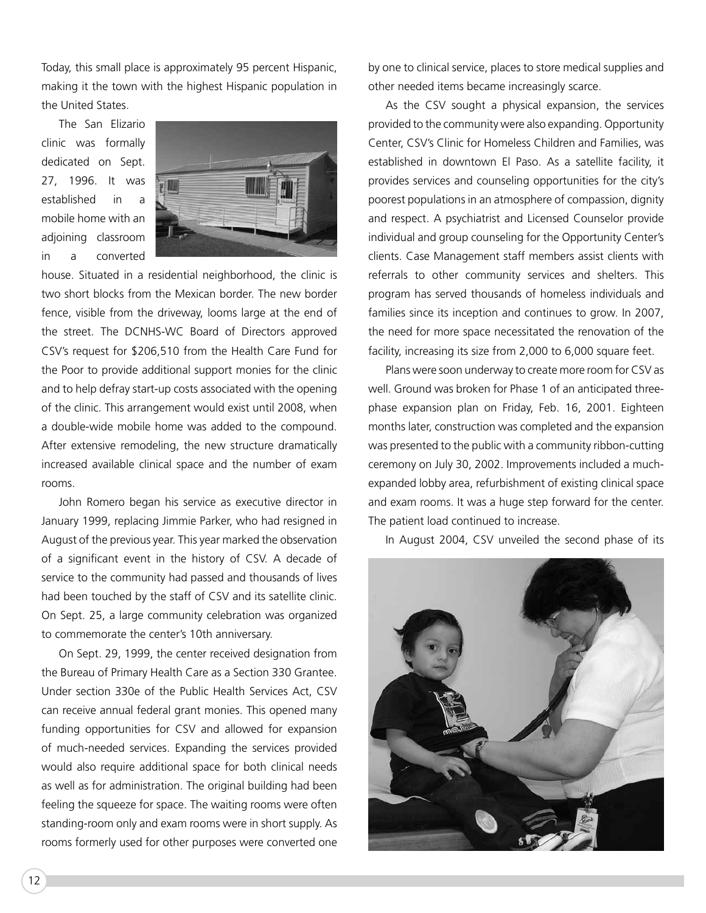Today, this small place is approximately 95 percent Hispanic, making it the town with the highest Hispanic population in the United States.

The San Elizario clinic was formally dedicated on Sept. 27, 1996. It was established in a mobile home with an adjoining classroom in a converted house. Situated in a residential neighborhood, the clinic is two short blocks from the Mexican border. The new border fence, visible from the driveway, looms large at the end of the street. The DCNHS-WC Board of Directors approved CSV's request for $206,510 from the Health Care Fund for the Poor to provide additional support monies for the clinic and to help defray start-up costs associated with the opening of the clinic. This arrangement would exist until 2008, when a double-wide mobile home was added to the compound. After extensive remodeling, the new structure dramatically increased available clinical space and the number of exam rooms.

John Romero began his service as executive director in January 1999, replacing Jimmie Parker, who had resigned in August of the previous year. This year marked the observation of a significant event in the history of CSV. A decade of service to the community had passed and thousands of lives had been touched by the staff of CSV and its satellite clinic. On Sept. 25, a large community celebration was organized to commemorate the center's 10th anniversary.

On Sept. 29, 1999, the center received designation from the Bureau of Primary Health Care as a Section 330 Grantee. Under section 330e of the Public Health Services Act, CSV can receive annual federal grant monies. This opened many funding opportunities for CSV and allowed for expansion of much-needed services. Expanding the services provided would also require additional space for both clinical needs as well as for administration. The original building had been feeling the squeeze for space. The waiting rooms were often standing-room only and exam rooms were in short supply. As rooms formerly used for other purposes were converted one by one to clinical service, places to store medical supplies and other needed items became increasingly scarce.

As the CSV sought a physical expansion, the services provided to the community were also expanding. Opportunity Center, CSV's Clinic for Homeless Children and Families, was established in downtown El Paso. As a satellite facility, it provides services and counseling opportunities for the city's poorest populations in an atmosphere of compassion, dignity and respect. A psychiatrist and Licensed Counselor provide individual and group counseling for the Opportunity Center's clients. Case Management staff members assist clients with referrals to other community services and shelters. This program has served thousands of homeless individuals and families since its inception and continues to grow. In 2007, the need for more space necessitated the renovation of the facility, increasing its size from 2,000 to 6,000 square feet.

Plans were soon underway to create more room for CSV as well. Ground was broken for Phase 1 of an anticipated three-phase expansion plan on Friday, Feb. 16, 2001. Eighteen months later, construction was completed and the expansion was presented to the public with a community ribbon-cutting ceremony on July 30, 2002. Improvements included a much-expanded lobby area, refurbishment of existing clinical space and exam rooms. It was a huge step forward for the center. The patient load continued to increase.

In August 2004, CSV unveiled the second phase of its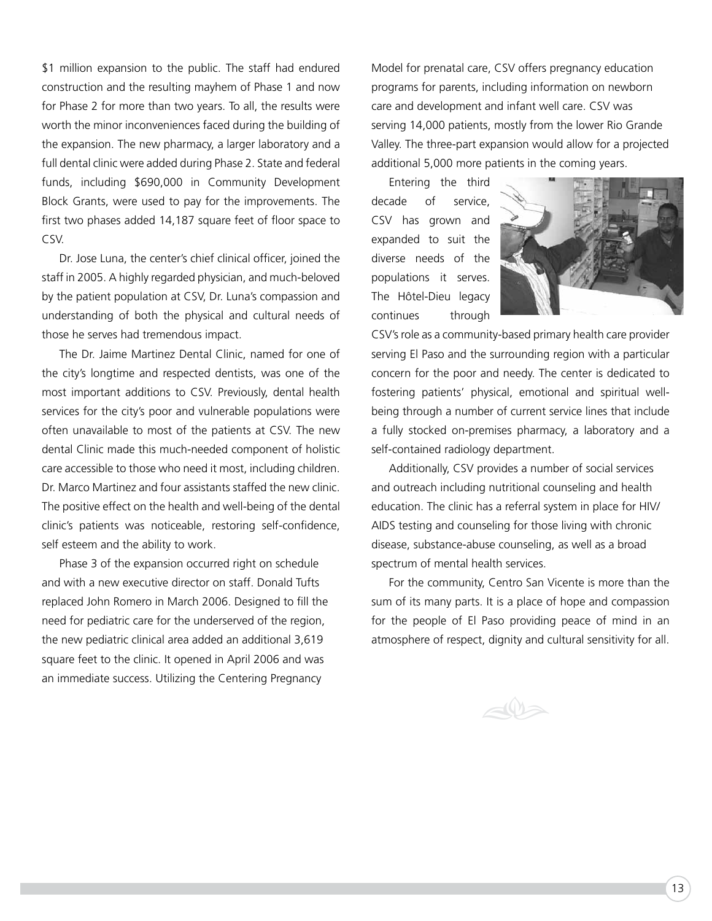$1 million expansion to the public. The staff had endured construction and the resulting mayhem of Phase 1 and now for Phase 2 for more than two years. To all, the results were worth the minor inconveniences faced during the building of the expansion. The new pharmacy, a larger laboratory and a full dental clinic were added during Phase 2. State and federal funds, including $690,000 in Community Development Block Grants, were used to pay for the improvements. The first two phases added 14,187 square feet of floor space to CSV.

Dr. Jose Luna, the center's chief clinical officer, joined the staff in 2005. A highly regarded physician, and much-beloved by the patient population at CSV, Dr. Luna's compassion and understanding of both the physical and cultural needs of those he serves had tremendous impact.

The Dr. Jaime Martinez Dental Clinic, named for one of the city's longtime and respected dentists, was one of the most important additions to CSV. Previously, dental health services for the city's poor and vulnerable populations were often unavailable to most of the patients at CSV. The new dental Clinic made this much-needed component of holistic care accessible to those who need it most, including children. Dr. Marco Martinez and four assistants staffed the new clinic. The positive effect on the health and well-being of the dental clinic's patients was noticeable, restoring self-confidence, self esteem and the ability to work.

Phase 3 of the expansion occurred right on schedule and with a new executive director on staff. Donald Tufts replaced John Romero in March 2006. Designed to fill the need for pediatric care for the underserved of the region, the new pediatric clinical area added an additional 3,619 square feet to the clinic. It opened in April 2006 and was an immediate success. Utilizing the Centering Pregnancy Model for prenatal care, CSV offers pregnancy education programs for parents, including information on newborn care and development and infant well care. CSV was serving 14,000 patients, mostly from the lower Rio Grande Valley. The three-part expansion would allow for a projected additional 5,000 more patients in the coming years.

Entering the third decade of service, CSV has grown and expanded to suit the diverse needs of the populations it serves. The Hôtel-Dieu legacy continues through CSV's role as a community-based primary health care provider serving El Paso and the surrounding region with a particular concern for the poor and needy. The center is dedicated to fostering patients' physical, emotional and spiritual well-being through a number of current service lines that include a fully stocked on-premises pharmacy, a laboratory and a self-contained radiology department.

Additionally, CSV provides a number of social services and outreach including nutritional counseling and health education. The clinic has a referral system in place for HIV/AIDS testing and counseling for those living with chronic disease, substance-abuse counseling, as well as a broad spectrum of mental health services.

For the community, Centro San Vicente is more than the sum of its many parts. It is a place of hope and compassion for the people of El Paso providing peace of mind in an atmosphere of respect, dignity and cultural sensitivity for all.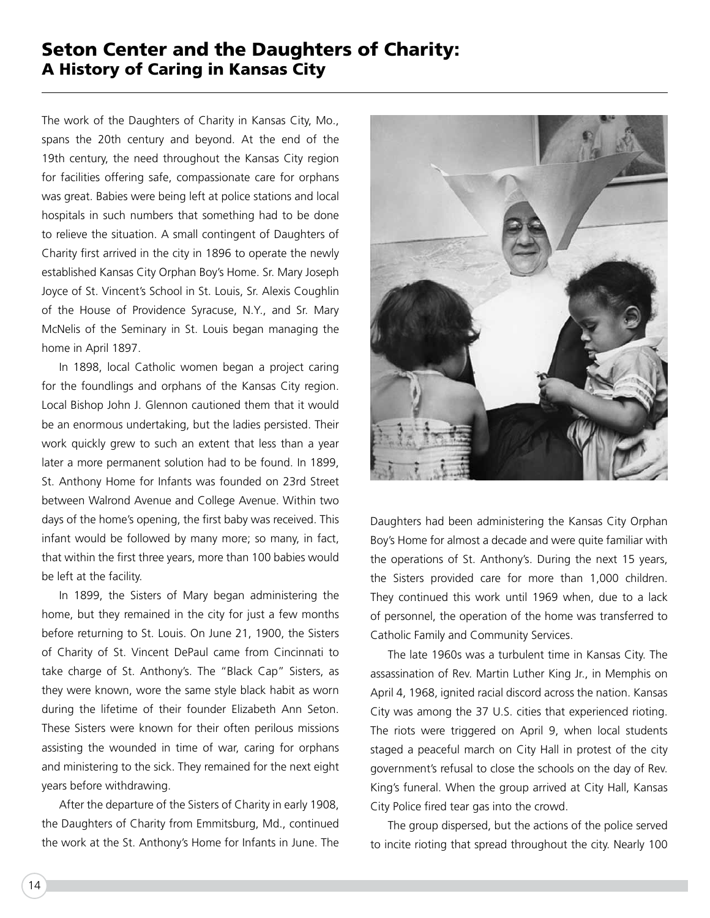# Seton Center and the Daughters of Charity:
## A History of Caring in Kansas City

The work of the Daughters of Charity in Kansas City, Mo., spans the 20th century and beyond. At the end of the 19th century, the need throughout the Kansas City region for facilities offering safe, compassionate care for orphans was great. Babies were being left at police stations and local hospitals in such numbers that something had to be done to relieve the situation. A small contingent of Daughters of Charity first arrived in the city in 1896 to operate the newly established Kansas City Orphan Boy's Home. Sr. Mary Joseph Joyce of St. Vincent's School in St. Louis, Sr. Alexis Coughlin of the House of Providence Syracuse, N.Y., and Sr. Mary McNelis of the Seminary in St. Louis began managing the home in April 1897.

In 1898, local Catholic women began a project caring for the foundlings and orphans of the Kansas City region. Local Bishop John J. Glennon cautioned them that it would be an enormous undertaking, but the ladies persisted. Their work quickly grew to such an extent that less than a year later a more permanent solution had to be found. In 1899, St. Anthony Home for Infants was founded on 23rd Street between Walrond Avenue and College Avenue. Within two days of the home's opening, the first baby was received. This infant would be followed by many more; so many, in fact, that within the first three years, more than 100 babies would be left at the facility.

In 1899, the Sisters of Mary began administering the home, but they remained in the city for just a few months before returning to St. Louis. On June 21, 1900, the Sisters of Charity of St. Vincent DePaul came from Cincinnati to take charge of St. Anthony's. The "Black Cap" Sisters, as they were known, wore the same style black habit as worn during the lifetime of their founder Elizabeth Ann Seton. These Sisters were known for their often perilous missions assisting the wounded in time of war, caring for orphans and ministering to the sick. They remained for the next eight years before withdrawing.

After the departure of the Sisters of Charity in early 1908, the Daughters of Charity from Emmitsburg, Md., continued the work at the St. Anthony's Home for Infants in June. The Daughters had been administering the Kansas City Orphan Boy's Home for almost a decade and were quite familiar with the operations of St. Anthony's. During the next 15 years, the Sisters provided care for more than 1,000 children. They continued this work until 1969 when, due to a lack of personnel, the operation of the home was transferred to Catholic Family and Community Services.

The late 1960s was a turbulent time in Kansas City. The assassination of Rev. Martin Luther King Jr., in Memphis on April 4, 1968, ignited racial discord across the nation. Kansas City was among the 37 U.S. cities that experienced rioting. The riots were triggered on April 9, when local students staged a peaceful march on City Hall in protest of the city government's refusal to close the schools on the day of Rev. King's funeral. When the group arrived at City Hall, Kansas City Police fired tear gas into the crowd.

The group dispersed, but the actions of the police served to incite rioting that spread throughout the city. Nearly 100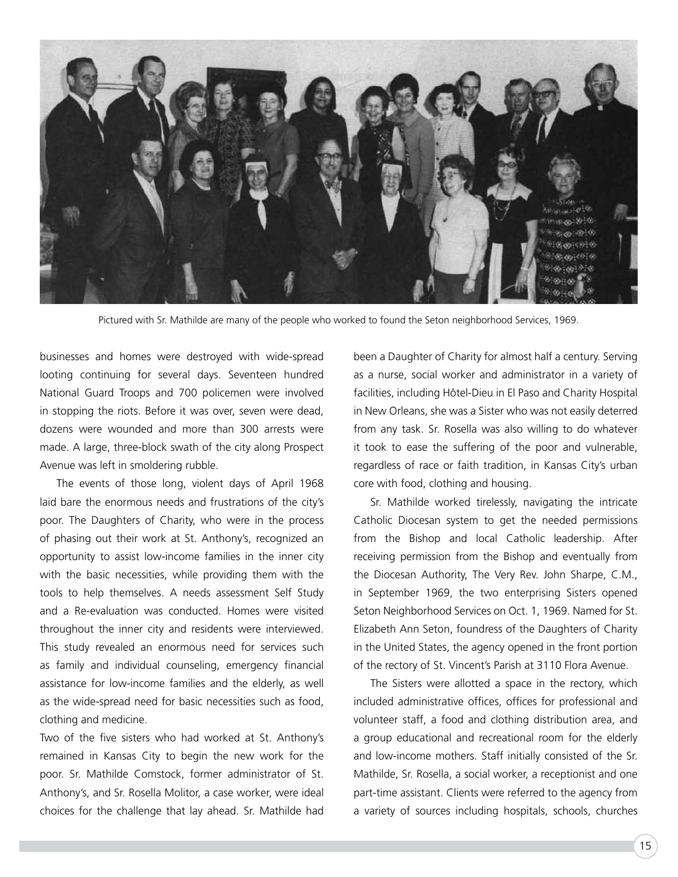Pictured with Sr. Mathilde are many of the people who worked to found the Seton neighborhood Services, 1969.

businesses and homes were destroyed with wide-spread looting continuing for several days. Seventeen hundred National Guard Troops and 700 policemen were involved in stopping the riots. Before it was over, seven were dead, dozens were wounded and more than 300 arrests were made. A large, three-block swath of the city along Prospect Avenue was left in smoldering rubble.

The events of those long, violent days of April 1968 laid bare the enormous needs and frustrations of the city's poor. The Daughters of Charity, who were in the process of phasing out their work at St. Anthony's, recognized an opportunity to assist low-income families in the inner city with the basic necessities, while providing them with the tools to help themselves. A needs assessment Self Study and a Re-evaluation was conducted. Homes were visited throughout the inner city and residents were interviewed. This study revealed an enormous need for services such as family and individual counseling, emergency financial assistance for low-income families and the elderly, as well as the wide-spread need for basic necessities such as food, clothing and medicine.

Two of the five sisters who had worked at St. Anthony's remained in Kansas City to begin the new work for the poor. Sr. Mathilde Comstock, former administrator of St. Anthony's, and Sr. Rosella Molitor, a case worker, were ideal choices for the challenge that lay ahead. Sr. Mathilde had been a Daughter of Charity for almost half a century. Serving as a nurse, social worker and administrator in a variety of facilities, including Hôtel-Dieu in El Paso and Charity Hospital in New Orleans, she was a Sister who was not easily deterred from any task. Sr. Rosella was also willing to do whatever it took to ease the suffering of the poor and vulnerable, regardless of race or faith tradition, in Kansas City's urban core with food, clothing and housing.

Sr. Mathilde worked tirelessly, navigating the intricate Catholic Diocesan system to get the needed permissions from the Bishop and local Catholic leadership. After receiving permission from the Bishop and eventually from the Diocesan Authority, The Very Rev. John Sharpe, C.M., in September 1969, the two enterprising Sisters opened Seton Neighborhood Services on Oct. 1, 1969. Named for St. Elizabeth Ann Seton, foundress of the Daughters of Charity in the United States, the agency opened in the front portion of the rectory of St. Vincent's Parish at 3110 Flora Avenue.

The Sisters were allotted a space in the rectory, which included administrative offices, offices for professional and volunteer staff, a food and clothing distribution area, and a group educational and recreational room for the elderly and low-income mothers. Staff initially consisted of the Sr. Mathilde, Sr. Rosella, a social worker, a receptionist and one part-time assistant. Clients were referred to the agency from a variety of sources including hospitals, schools, churches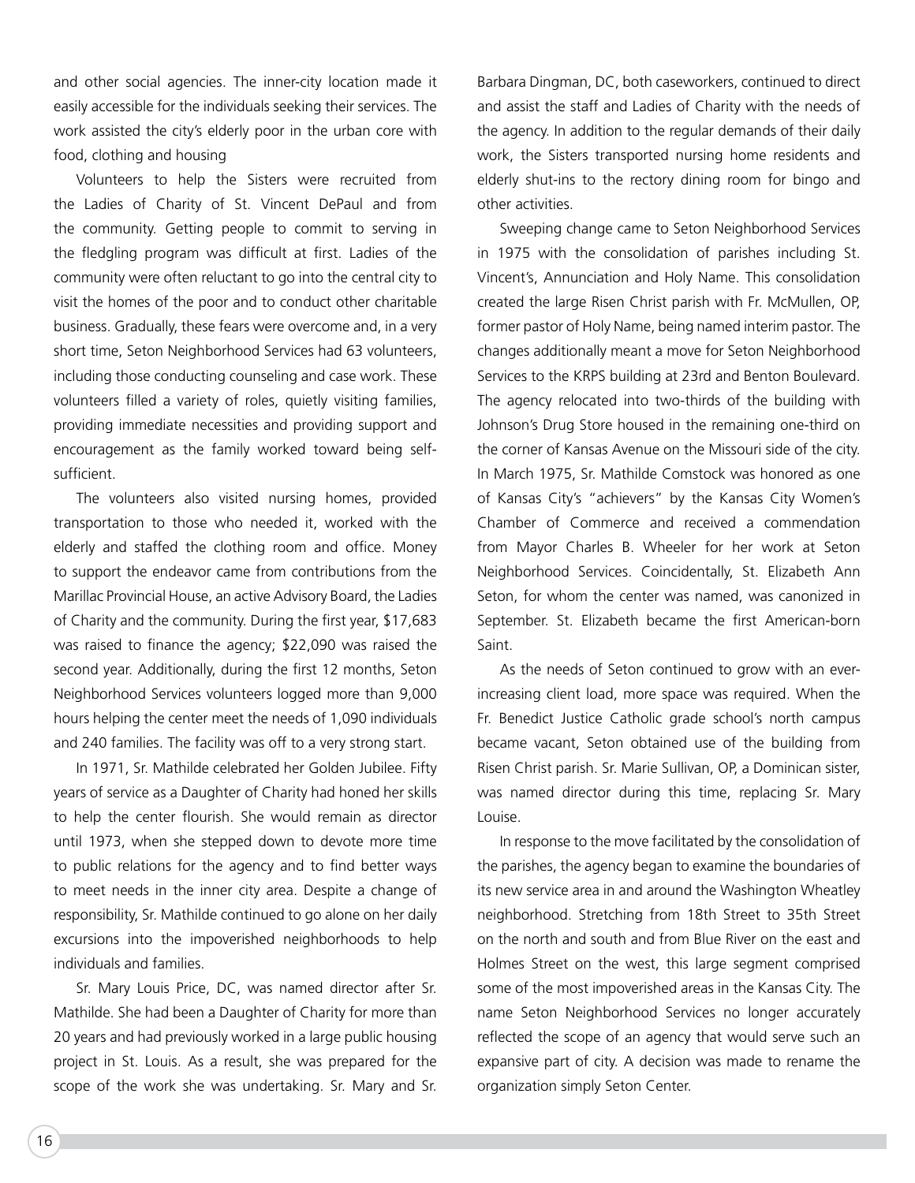and other social agencies. The inner-city location made it easily accessible for the individuals seeking their services. The work assisted the city's elderly poor in the urban core with food, clothing and housing

Volunteers to help the Sisters were recruited from the Ladies of Charity of St. Vincent DePaul and from the community. Getting people to commit to serving in the fledgling program was difficult at first. Ladies of the community were often reluctant to go into the central city to visit the homes of the poor and to conduct other charitable business. Gradually, these fears were overcome and, in a very short time, Seton Neighborhood Services had 63 volunteers, including those conducting counseling and case work. These volunteers filled a variety of roles, quietly visiting families, providing immediate necessities and providing support and encouragement as the family worked toward being self-sufficient.

The volunteers also visited nursing homes, provided transportation to those who needed it, worked with the elderly and staffed the clothing room and office. Money to support the endeavor came from contributions from the Marillac Provincial House, an active Advisory Board, the Ladies of Charity and the community. During the first year, $17,683 was raised to finance the agency; $22,090 was raised the second year. Additionally, during the first 12 months, Seton Neighborhood Services volunteers logged more than 9,000 hours helping the center meet the needs of 1,090 individuals and 240 families. The facility was off to a very strong start.

In 1971, Sr. Mathilde celebrated her Golden Jubilee. Fifty years of service as a Daughter of Charity had honed her skills to help the center flourish. She would remain as director until 1973, when she stepped down to devote more time to public relations for the agency and to find better ways to meet needs in the inner city area. Despite a change of responsibility, Sr. Mathilde continued to go alone on her daily excursions into the impoverished neighborhoods to help individuals and families.

Sr. Mary Louis Price, DC, was named director after Sr. Mathilde. She had been a Daughter of Charity for more than 20 years and had previously worked in a large public housing project in St. Louis. As a result, she was prepared for the scope of the work she was undertaking. Sr. Mary and Sr. Barbara Dingman, DC, both caseworkers, continued to direct and assist the staff and Ladies of Charity with the needs of the agency. In addition to the regular demands of their daily work, the Sisters transported nursing home residents and elderly shut-ins to the rectory dining room for bingo and other activities.

Sweeping change came to Seton Neighborhood Services in 1975 with the consolidation of parishes including St. Vincent's, Annunciation and Holy Name. This consolidation created the large Risen Christ parish with Fr. McMullen, OP, former pastor of Holy Name, being named interim pastor. The changes additionally meant a move for Seton Neighborhood Services to the KRPS building at 23rd and Benton Boulevard. The agency relocated into two-thirds of the building with Johnson's Drug Store housed in the remaining one-third on the corner of Kansas Avenue on the Missouri side of the city. In March 1975, Sr. Mathilde Comstock was honored as one of Kansas City's "achievers" by the Kansas City Women's Chamber of Commerce and received a commendation from Mayor Charles B. Wheeler for her work at Seton Neighborhood Services. Coincidentally, St. Elizabeth Ann Seton, for whom the center was named, was canonized in September. St. Elizabeth became the first American-born Saint.

As the needs of Seton continued to grow with an ever-increasing client load, more space was required. When the Fr. Benedict Justice Catholic grade school's north campus became vacant, Seton obtained use of the building from Risen Christ parish. Sr. Marie Sullivan, OP, a Dominican sister, was named director during this time, replacing Sr. Mary Louise.

In response to the move facilitated by the consolidation of the parishes, the agency began to examine the boundaries of its new service area in and around the Washington Wheatley neighborhood. Stretching from 18th Street to 35th Street on the north and south and from Blue River on the east and Holmes Street on the west, this large segment comprised some of the most impoverished areas in the Kansas City. The name Seton Neighborhood Services no longer accurately reflected the scope of an agency that would serve such an expansive part of city. A decision was made to rename the organization simply Seton Center.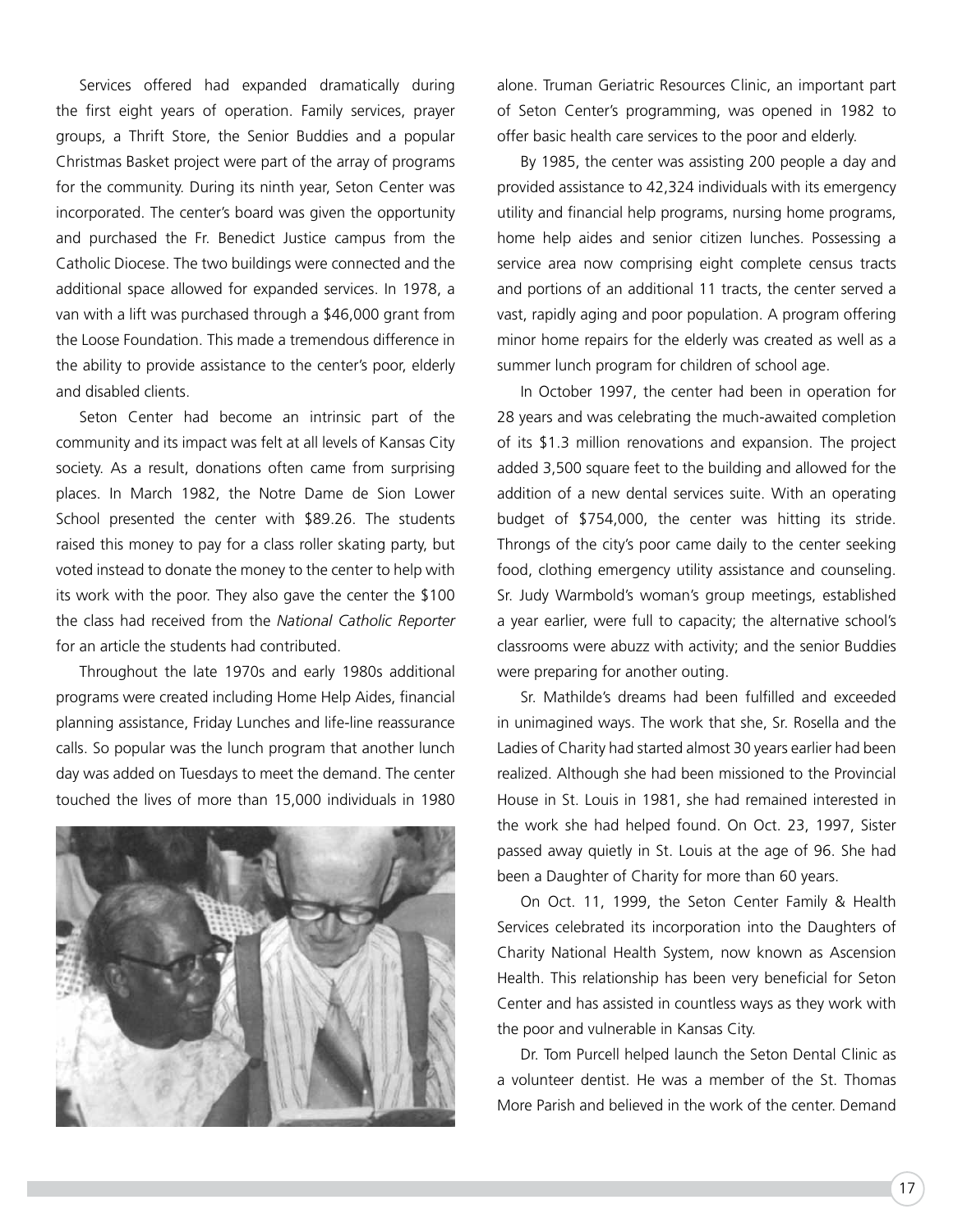Services offered had expanded dramatically during the first eight years of operation. Family services, prayer groups, a Thrift Store, the Senior Buddies and a popular Christmas Basket project were part of the array of programs for the community. During its ninth year, Seton Center was incorporated. The center's board was given the opportunity and purchased the Fr. Benedict Justice campus from the Catholic Diocese. The two buildings were connected and the additional space allowed for expanded services. In 1978, a van with a lift was purchased through a $46,000 grant from the Loose Foundation. This made a tremendous difference in the ability to provide assistance to the center's poor, elderly and disabled clients.

Seton Center had become an intrinsic part of the community and its impact was felt at all levels of Kansas City society. As a result, donations often came from surprising places. In March 1982, the Notre Dame de Sion Lower School presented the center with $89.26. The students raised this money to pay for a class roller skating party, but voted instead to donate the money to the center to help with its work with the poor. They also gave the center the $100 the class had received from the *National Catholic Reporter* for an article the students had contributed.

Throughout the late 1970s and early 1980s additional programs were created including Home Help Aides, financial planning assistance, Friday Lunches and life-line reassurance calls. So popular was the lunch program that another lunch day was added on Tuesdays to meet the demand. The center touched the lives of more than 15,000 individuals in 1980 alone. Truman Geriatric Resources Clinic, an important part of Seton Center's programming, was opened in 1982 to offer basic health care services to the poor and elderly.

By 1985, the center was assisting 200 people a day and provided assistance to 42,324 individuals with its emergency utility and financial help programs, nursing home programs, home help aides and senior citizen lunches. Possessing a service area now comprising eight complete census tracts and portions of an additional 11 tracts, the center served a vast, rapidly aging and poor population. A program offering minor home repairs for the elderly was created as well as a summer lunch program for children of school age.

In October 1997, the center had been in operation for 28 years and was celebrating the much-awaited completion of its $1.3 million renovations and expansion. The project added 3,500 square feet to the building and allowed for the addition of a new dental services suite. With an operating budget of $754,000, the center was hitting its stride. Throngs of the city's poor came daily to the center seeking food, clothing emergency utility assistance and counseling. Sr. Judy Warmbold's woman's group meetings, established a year earlier, were full to capacity; the alternative school's classrooms were abuzz with activity; and the senior Buddies were preparing for another outing.

Sr. Mathilde's dreams had been fulfilled and exceeded in unimagined ways. The work that she, Sr. Rosella and the Ladies of Charity had started almost 30 years earlier had been realized. Although she had been missioned to the Provincial House in St. Louis in 1981, she had remained interested in the work she had helped found. On Oct. 23, 1997, Sister passed away quietly in St. Louis at the age of 96. She had been a Daughter of Charity for more than 60 years.

On Oct. 11, 1999, the Seton Center Family & Health Services celebrated its incorporation into the Daughters of Charity National Health System, now known as Ascension Health. This relationship has been very beneficial for Seton Center and has assisted in countless ways as they work with the poor and vulnerable in Kansas City.

Dr. Tom Purcell helped launch the Seton Dental Clinic as a volunteer dentist. He was a member of the St. Thomas More Parish and believed in the work of the center. Demand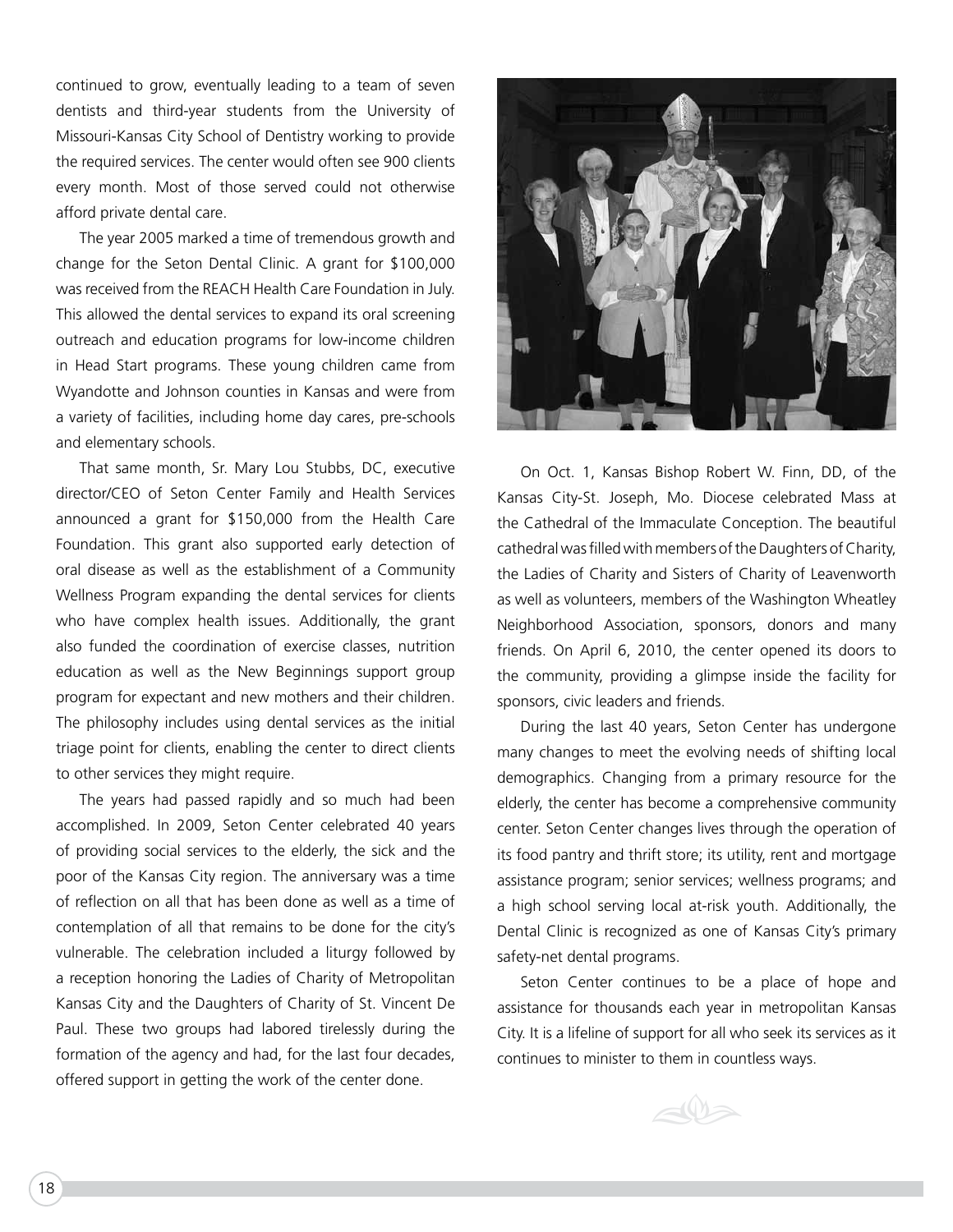continued to grow, eventually leading to a team of seven dentists and third-year students from the University of Missouri-Kansas City School of Dentistry working to provide the required services. The center would often see 900 clients every month. Most of those served could not otherwise afford private dental care.

The year 2005 marked a time of tremendous growth and change for the Seton Dental Clinic. A grant for $100,000 was received from the REACH Health Care Foundation in July. This allowed the dental services to expand its oral screening outreach and education programs for low-income children in Head Start programs. These young children came from Wyandotte and Johnson counties in Kansas and were from a variety of facilities, including home day cares, pre-schools and elementary schools.

That same month, Sr. Mary Lou Stubbs, DC, executive director/CEO of Seton Center Family and Health Services announced a grant for $150,000 from the Health Care Foundation. This grant also supported early detection of oral disease as well as the establishment of a Community Wellness Program expanding the dental services for clients who have complex health issues. Additionally, the grant also funded the coordination of exercise classes, nutrition education as well as the New Beginnings support group program for expectant and new mothers and their children. The philosophy includes using dental services as the initial triage point for clients, enabling the center to direct clients to other services they might require.

The years had passed rapidly and so much had been accomplished. In 2009, Seton Center celebrated 40 years of providing social services to the elderly, the sick and the poor of the Kansas City region. The anniversary was a time of reflection on all that has been done as well as a time of contemplation of all that remains to be done for the city's vulnerable. The celebration included a liturgy followed by a reception honoring the Ladies of Charity of Metropolitan Kansas City and the Daughters of Charity of St. Vincent De Paul. These two groups had labored tirelessly during the formation of the agency and had, for the last four decades, offered support in getting the work of the center done.

On Oct. 1, Kansas Bishop Robert W. Finn, DD, of the Kansas City-St. Joseph, Mo. Diocese celebrated Mass at the Cathedral of the Immaculate Conception. The beautiful cathedral was filled with members of the Daughters of Charity, the Ladies of Charity and Sisters of Charity of Leavenworth as well as volunteers, members of the Washington Wheatley Neighborhood Association, sponsors, donors and many friends. On April 6, 2010, the center opened its doors to the community, providing a glimpse inside the facility for sponsors, civic leaders and friends.

During the last 40 years, Seton Center has undergone many changes to meet the evolving needs of shifting local demographics. Changing from a primary resource for the elderly, the center has become a comprehensive community center. Seton Center changes lives through the operation of its food pantry and thrift store; its utility, rent and mortgage assistance program; senior services; wellness programs; and a high school serving local at-risk youth. Additionally, the Dental Clinic is recognized as one of Kansas City's primary safety-net dental programs.

Seton Center continues to be a place of hope and assistance for thousands each year in metropolitan Kansas City. It is a lifeline of support for all who seek its services as it continues to minister to them in countless ways.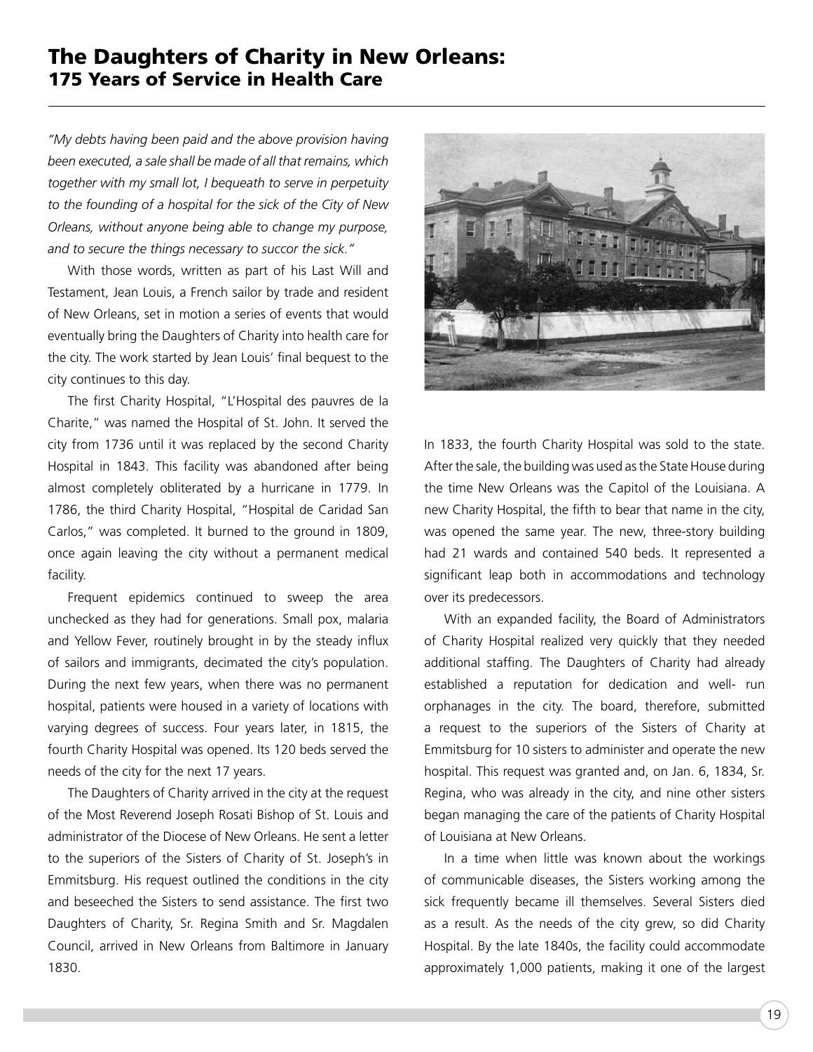# The Daughters of Charity in New Orleans:
## 175 Years of Service in Health Care

*"My debts having been paid and the above provision having been executed, a sale shall be made of all that remains, which together with my small lot, I bequeath to serve in perpetuity to the founding of a hospital for the sick of the City of New Orleans, without anyone being able to change my purpose, and to secure the things necessary to succor the sick."*

With those words, written as part of his Last Will and Testament, Jean Louis, a French sailor by trade and resident of New Orleans, set in motion a series of events that would eventually bring the Daughters of Charity into health care for the city. The work started by Jean Louis' final bequest to the city continues to this day.

The first Charity Hospital, "L'Hospital des pauvres de la Charite," was named the Hospital of St. John. It served the city from 1736 until it was replaced by the second Charity Hospital in 1843. This facility was abandoned after being almost completely obliterated by a hurricane in 1779. In 1786, the third Charity Hospital, "Hospital de Caridad San Carlos," was completed. It burned to the ground in 1809, once again leaving the city without a permanent medical facility.

Frequent epidemics continued to sweep the area unchecked as they had for generations. Small pox, malaria and Yellow Fever, routinely brought in by the steady influx of sailors and immigrants, decimated the city's population. During the next few years, when there was no permanent hospital, patients were housed in a variety of locations with varying degrees of success. Four years later, in 1815, the fourth Charity Hospital was opened. Its 120 beds served the needs of the city for the next 17 years.

The Daughters of Charity arrived in the city at the request of the Most Reverend Joseph Rosati Bishop of St. Louis and administrator of the Diocese of New Orleans. He sent a letter to the superiors of the Sisters of Charity of St. Joseph's in Emmitsburg. His request outlined the conditions in the city and beseeched the Sisters to send assistance. The first two Daughters of Charity, Sr. Regina Smith and Sr. Magdalen Council, arrived in New Orleans from Baltimore in January 1830.

In 1833, the fourth Charity Hospital was sold to the state. After the sale, the building was used as the State House during the time New Orleans was the Capitol of the Louisiana. A new Charity Hospital, the fifth to bear that name in the city, was opened the same year. The new, three-story building had 21 wards and contained 540 beds. It represented a significant leap both in accommodations and technology over its predecessors.

With an expanded facility, the Board of Administrators of Charity Hospital realized very quickly that they needed additional staffing. The Daughters of Charity had already established a reputation for dedication and well- run orphanages in the city. The board, therefore, submitted a request to the superiors of the Sisters of Charity at Emmitsburg for 10 sisters to administer and operate the new hospital. This request was granted and, on Jan. 6, 1834, Sr. Regina, who was already in the city, and nine other sisters began managing the care of the patients of Charity Hospital of Louisiana at New Orleans.

In a time when little was known about the workings of communicable diseases, the Sisters working among the sick frequently became ill themselves. Several Sisters died as a result. As the needs of the city grew, so did Charity Hospital. By the late 1840s, the facility could accommodate approximately 1,000 patients, making it one of the largest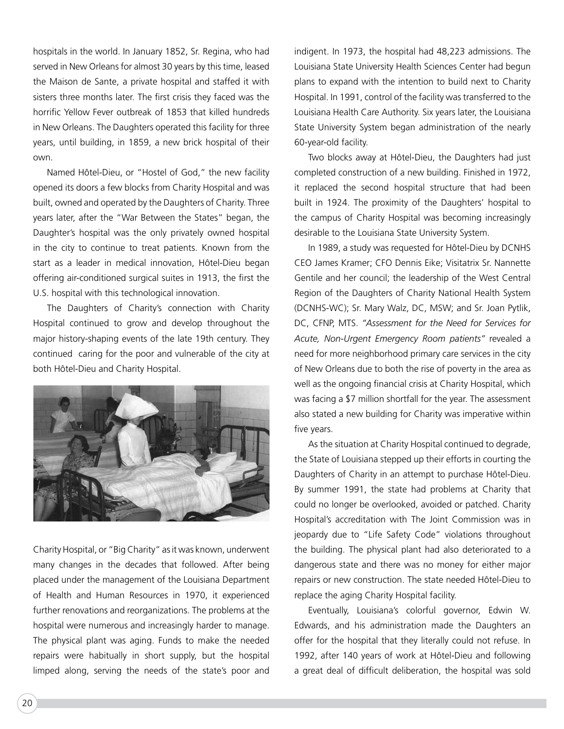hospitals in the world. In January 1852, Sr. Regina, who had served in New Orleans for almost 30 years by this time, leased the Maison de Sante, a private hospital and staffed it with sisters three months later. The first crisis they faced was the horrific Yellow Fever outbreak of 1853 that killed hundreds in New Orleans. The Daughters operated this facility for three years, until building, in 1859, a new brick hospital of their own.

Named Hôtel-Dieu, or "Hostel of God," the new facility opened its doors a few blocks from Charity Hospital and was built, owned and operated by the Daughters of Charity. Three years later, after the "War Between the States" began, the Daughter's hospital was the only privately owned hospital in the city to continue to treat patients. Known from the start as a leader in medical innovation, Hôtel-Dieu began offering air-conditioned surgical suites in 1913, the first the U.S. hospital with this technological innovation.

The Daughters of Charity's connection with Charity Hospital continued to grow and develop throughout the major history-shaping events of the late 19th century. They continued caring for the poor and vulnerable of the city at both Hôtel-Dieu and Charity Hospital.

Charity Hospital, or "Big Charity" as it was known, underwent many changes in the decades that followed. After being placed under the management of the Louisiana Department of Health and Human Resources in 1970, it experienced further renovations and reorganizations. The problems at the hospital were numerous and increasingly harder to manage. The physical plant was aging. Funds to make the needed repairs were habitually in short supply, but the hospital limped along, serving the needs of the state's poor and indigent. In 1973, the hospital had 48,223 admissions. The Louisiana State University Health Sciences Center had begun plans to expand with the intention to build next to Charity Hospital. In 1991, control of the facility was transferred to the Louisiana Health Care Authority. Six years later, the Louisiana State University System began administration of the nearly 60-year-old facility.

Two blocks away at Hôtel-Dieu, the Daughters had just completed construction of a new building. Finished in 1972, it replaced the second hospital structure that had been built in 1924. The proximity of the Daughters' hospital to the campus of Charity Hospital was becoming increasingly desirable to the Louisiana State University System.

In 1989, a study was requested for Hôtel-Dieu by DCNHS CEO James Kramer; CFO Dennis Eike; Visitatrix Sr. Nannette Gentile and her council; the leadership of the West Central Region of the Daughters of Charity National Health System (DCNHS-WC); Sr. Mary Walz, DC, MSW; and Sr. Joan Pytlik, DC, CFNP, MTS. *"Assessment for the Need for Services for Acute, Non-Urgent Emergency Room patients"* revealed a need for more neighborhood primary care services in the city of New Orleans due to both the rise of poverty in the area as well as the ongoing financial crisis at Charity Hospital, which was facing a $7 million shortfall for the year. The assessment also stated a new building for Charity was imperative within five years.

As the situation at Charity Hospital continued to degrade, the State of Louisiana stepped up their efforts in courting the Daughters of Charity in an attempt to purchase Hôtel-Dieu. By summer 1991, the state had problems at Charity that could no longer be overlooked, avoided or patched. Charity Hospital's accreditation with The Joint Commission was in jeopardy due to "Life Safety Code" violations throughout the building. The physical plant had also deteriorated to a dangerous state and there was no money for either major repairs or new construction. The state needed Hôtel-Dieu to replace the aging Charity Hospital facility.

Eventually, Louisiana's colorful governor, Edwin W. Edwards, and his administration made the Daughters an offer for the hospital that they literally could not refuse. In 1992, after 140 years of work at Hôtel-Dieu and following a great deal of difficult deliberation, the hospital was sold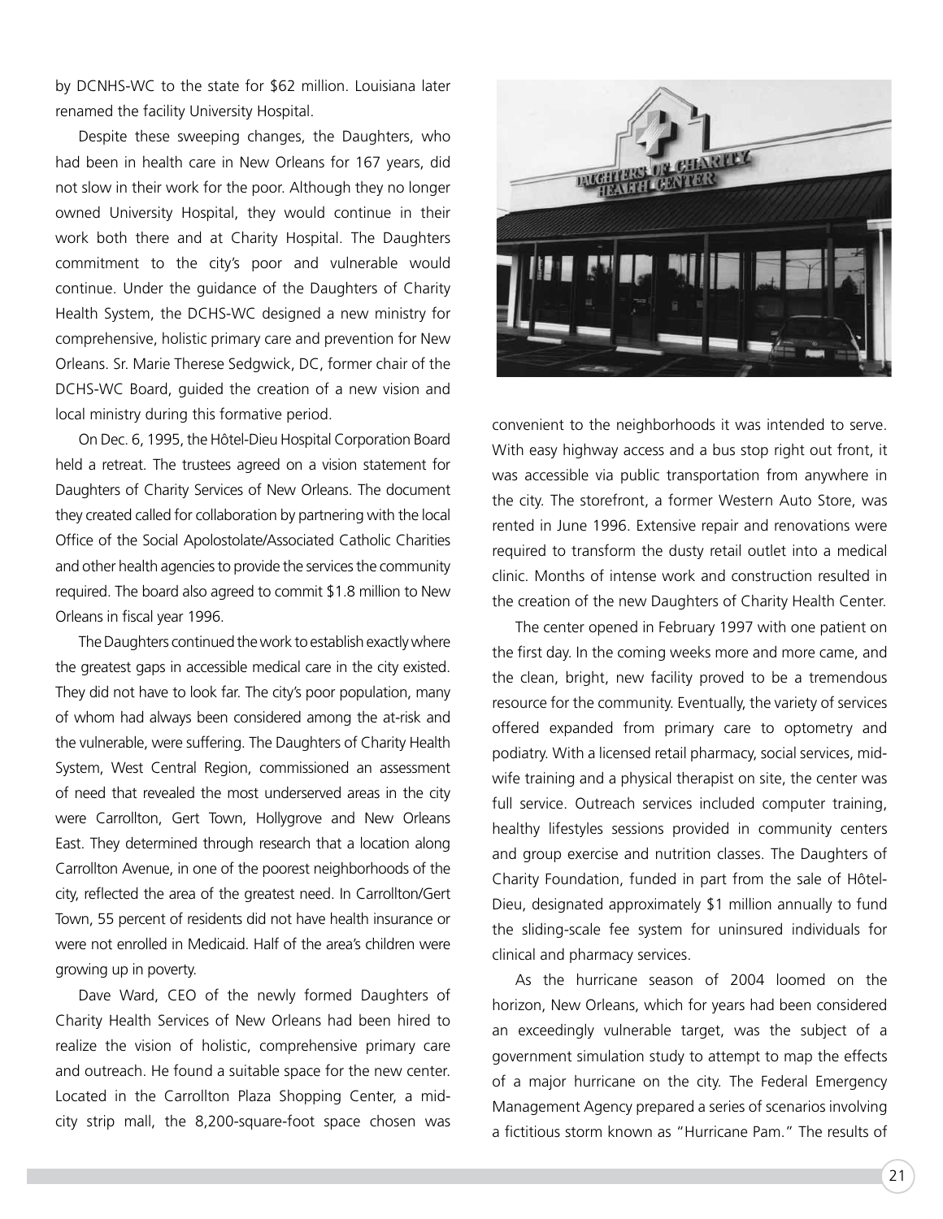by DCNHS-WC to the state for $62 million. Louisiana later renamed the facility University Hospital.

Despite these sweeping changes, the Daughters, who had been in health care in New Orleans for 167 years, did not slow in their work for the poor. Although they no longer owned University Hospital, they would continue in their work both there and at Charity Hospital. The Daughters commitment to the city's poor and vulnerable would continue. Under the guidance of the Daughters of Charity Health System, the DCHS-WC designed a new ministry for comprehensive, holistic primary care and prevention for New Orleans. Sr. Marie Therese Sedgwick, DC, former chair of the DCHS-WC Board, guided the creation of a new vision and local ministry during this formative period.

On Dec. 6, 1995, the Hôtel-Dieu Hospital Corporation Board held a retreat. The trustees agreed on a vision statement for Daughters of Charity Services of New Orleans. The document they created called for collaboration by partnering with the local Office of the Social Apolostolate/Associated Catholic Charities and other health agencies to provide the services the community required. The board also agreed to commit $1.8 million to New Orleans in fiscal year 1996.

The Daughters continued the work to establish exactly where the greatest gaps in accessible medical care in the city existed. They did not have to look far. The city's poor population, many of whom had always been considered among the at-risk and the vulnerable, were suffering. The Daughters of Charity Health System, West Central Region, commissioned an assessment of need that revealed the most underserved areas in the city were Carrollton, Gert Town, Hollygrove and New Orleans East. They determined through research that a location along Carrollton Avenue, in one of the poorest neighborhoods of the city, reflected the area of the greatest need. In Carrollton/Gert Town, 55 percent of residents did not have health insurance or were not enrolled in Medicaid. Half of the area's children were growing up in poverty.

Dave Ward, CEO of the newly formed Daughters of Charity Health Services of New Orleans had been hired to realize the vision of holistic, comprehensive primary care and outreach. He found a suitable space for the new center. Located in the Carrollton Plaza Shopping Center, a mid-city strip mall, the 8,200-square-foot space chosen was convenient to the neighborhoods it was intended to serve. With easy highway access and a bus stop right out front, it was accessible via public transportation from anywhere in the city. The storefront, a former Western Auto Store, was rented in June 1996. Extensive repair and renovations were required to transform the dusty retail outlet into a medical clinic. Months of intense work and construction resulted in the creation of the new Daughters of Charity Health Center.

The center opened in February 1997 with one patient on the first day. In the coming weeks more and more came, and the clean, bright, new facility proved to be a tremendous resource for the community. Eventually, the variety of services offered expanded from primary care to optometry and podiatry. With a licensed retail pharmacy, social services, midwife training and a physical therapist on site, the center was full service. Outreach services included computer training, healthy lifestyles sessions provided in community centers and group exercise and nutrition classes. The Daughters of Charity Foundation, funded in part from the sale of Hôtel-Dieu, designated approximately $1 million annually to fund the sliding-scale fee system for uninsured individuals for clinical and pharmacy services.

As the hurricane season of 2004 loomed on the horizon, New Orleans, which for years had been considered an exceedingly vulnerable target, was the subject of a government simulation study to attempt to map the effects of a major hurricane on the city. The Federal Emergency Management Agency prepared a series of scenarios involving a fictitious storm known as "Hurricane Pam." The results of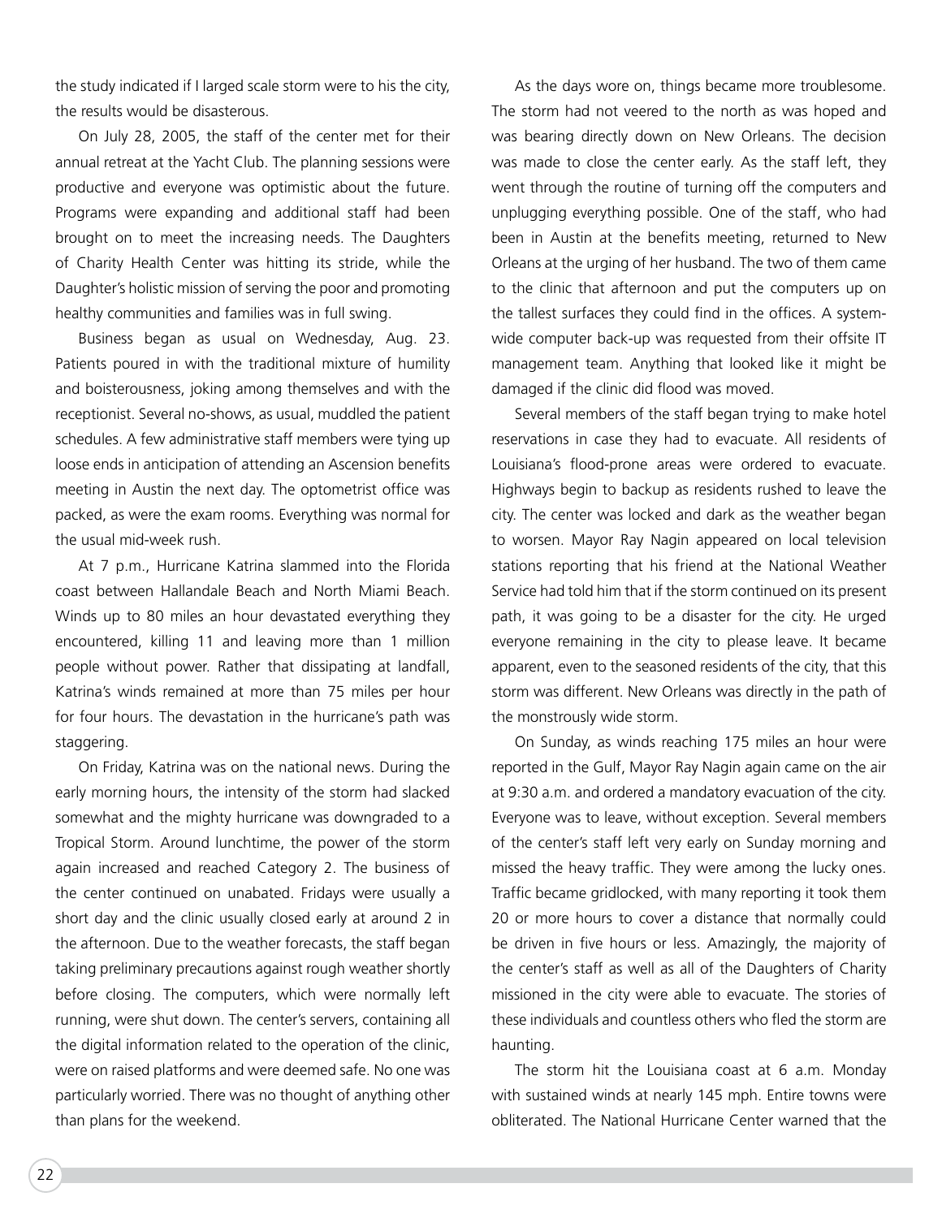the study indicated if I larged scale storm were to his the city, the results would be disasterous.

On July 28, 2005, the staff of the center met for their annual retreat at the Yacht Club. The planning sessions were productive and everyone was optimistic about the future. Programs were expanding and additional staff had been brought on to meet the increasing needs. The Daughters of Charity Health Center was hitting its stride, while the Daughter's holistic mission of serving the poor and promoting healthy communities and families was in full swing.

Business began as usual on Wednesday, Aug. 23. Patients poured in with the traditional mixture of humility and boisterousness, joking among themselves and with the receptionist. Several no-shows, as usual, muddled the patient schedules. A few administrative staff members were tying up loose ends in anticipation of attending an Ascension benefits meeting in Austin the next day. The optometrist office was packed, as were the exam rooms. Everything was normal for the usual mid-week rush.

At 7 p.m., Hurricane Katrina slammed into the Florida coast between Hallandale Beach and North Miami Beach. Winds up to 80 miles an hour devastated everything they encountered, killing 11 and leaving more than 1 million people without power. Rather that dissipating at landfall, Katrina's winds remained at more than 75 miles per hour for four hours. The devastation in the hurricane's path was staggering.

On Friday, Katrina was on the national news. During the early morning hours, the intensity of the storm had slacked somewhat and the mighty hurricane was downgraded to a Tropical Storm. Around lunchtime, the power of the storm again increased and reached Category 2. The business of the center continued on unabated. Fridays were usually a short day and the clinic usually closed early at around 2 in the afternoon. Due to the weather forecasts, the staff began taking preliminary precautions against rough weather shortly before closing. The computers, which were normally left running, were shut down. The center's servers, containing all the digital information related to the operation of the clinic, were on raised platforms and were deemed safe. No one was particularly worried. There was no thought of anything other than plans for the weekend.

As the days wore on, things became more troublesome. The storm had not veered to the north as was hoped and was bearing directly down on New Orleans. The decision was made to close the center early. As the staff left, they went through the routine of turning off the computers and unplugging everything possible. One of the staff, who had been in Austin at the benefits meeting, returned to New Orleans at the urging of her husband. The two of them came to the clinic that afternoon and put the computers up on the tallest surfaces they could find in the offices. A system-wide computer back-up was requested from their offsite IT management team. Anything that looked like it might be damaged if the clinic did flood was moved.

Several members of the staff began trying to make hotel reservations in case they had to evacuate. All residents of Louisiana's flood-prone areas were ordered to evacuate. Highways begin to backup as residents rushed to leave the city. The center was locked and dark as the weather began to worsen. Mayor Ray Nagin appeared on local television stations reporting that his friend at the National Weather Service had told him that if the storm continued on its present path, it was going to be a disaster for the city. He urged everyone remaining in the city to please leave. It became apparent, even to the seasoned residents of the city, that this storm was different. New Orleans was directly in the path of the monstrously wide storm.

On Sunday, as winds reaching 175 miles an hour were reported in the Gulf, Mayor Ray Nagin again came on the air at 9:30 a.m. and ordered a mandatory evacuation of the city. Everyone was to leave, without exception. Several members of the center's staff left very early on Sunday morning and missed the heavy traffic. They were among the lucky ones. Traffic became gridlocked, with many reporting it took them 20 or more hours to cover a distance that normally could be driven in five hours or less. Amazingly, the majority of the center's staff as well as all of the Daughters of Charity missioned in the city were able to evacuate. The stories of these individuals and countless others who fled the storm are haunting.

The storm hit the Louisiana coast at 6 a.m. Monday with sustained winds at nearly 145 mph. Entire towns were obliterated. The National Hurricane Center warned that the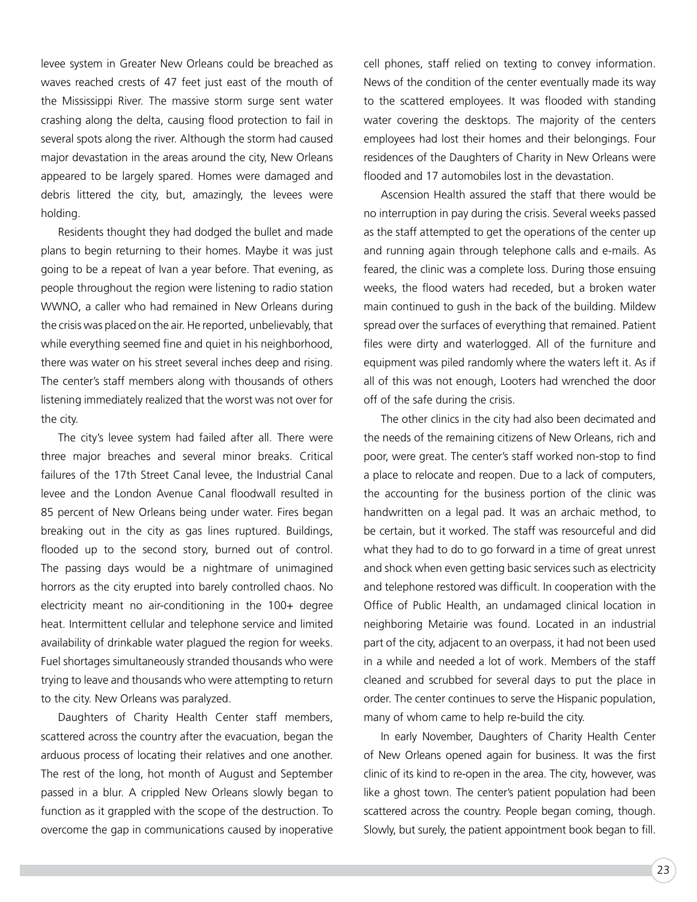levee system in Greater New Orleans could be breached as waves reached crests of 47 feet just east of the mouth of the Mississippi River. The massive storm surge sent water crashing along the delta, causing flood protection to fail in several spots along the river. Although the storm had caused major devastation in the areas around the city, New Orleans appeared to be largely spared. Homes were damaged and debris littered the city, but, amazingly, the levees were holding.

Residents thought they had dodged the bullet and made plans to begin returning to their homes. Maybe it was just going to be a repeat of Ivan a year before. That evening, as people throughout the region were listening to radio station WWNO, a caller who had remained in New Orleans during the crisis was placed on the air. He reported, unbelievably, that while everything seemed fine and quiet in his neighborhood, there was water on his street several inches deep and rising. The center's staff members along with thousands of others listening immediately realized that the worst was not over for the city.

The city's levee system had failed after all. There were three major breaches and several minor breaks. Critical failures of the 17th Street Canal levee, the Industrial Canal levee and the London Avenue Canal floodwall resulted in 85 percent of New Orleans being under water. Fires began breaking out in the city as gas lines ruptured. Buildings, flooded up to the second story, burned out of control. The passing days would be a nightmare of unimagined horrors as the city erupted into barely controlled chaos. No electricity meant no air-conditioning in the 100+ degree heat. Intermittent cellular and telephone service and limited availability of drinkable water plagued the region for weeks. Fuel shortages simultaneously stranded thousands who were trying to leave and thousands who were attempting to return to the city. New Orleans was paralyzed.

Daughters of Charity Health Center staff members, scattered across the country after the evacuation, began the arduous process of locating their relatives and one another. The rest of the long, hot month of August and September passed in a blur. A crippled New Orleans slowly began to function as it grappled with the scope of the destruction. To overcome the gap in communications caused by inoperative cell phones, staff relied on texting to convey information. News of the condition of the center eventually made its way to the scattered employees. It was flooded with standing water covering the desktops. The majority of the centers employees had lost their homes and their belongings. Four residences of the Daughters of Charity in New Orleans were flooded and 17 automobiles lost in the devastation.

Ascension Health assured the staff that there would be no interruption in pay during the crisis. Several weeks passed as the staff attempted to get the operations of the center up and running again through telephone calls and e-mails. As feared, the clinic was a complete loss. During those ensuing weeks, the flood waters had receded, but a broken water main continued to gush in the back of the building. Mildew spread over the surfaces of everything that remained. Patient files were dirty and waterlogged. All of the furniture and equipment was piled randomly where the waters left it. As if all of this was not enough, Looters had wrenched the door off of the safe during the crisis.

The other clinics in the city had also been decimated and the needs of the remaining citizens of New Orleans, rich and poor, were great. The center's staff worked non-stop to find a place to relocate and reopen. Due to a lack of computers, the accounting for the business portion of the clinic was handwritten on a legal pad. It was an archaic method, to be certain, but it worked. The staff was resourceful and did what they had to do to go forward in a time of great unrest and shock when even getting basic services such as electricity and telephone restored was difficult. In cooperation with the Office of Public Health, an undamaged clinical location in neighboring Metairie was found. Located in an industrial part of the city, adjacent to an overpass, it had not been used in a while and needed a lot of work. Members of the staff cleaned and scrubbed for several days to put the place in order. The center continues to serve the Hispanic population, many of whom came to help re-build the city.

In early November, Daughters of Charity Health Center of New Orleans opened again for business. It was the first clinic of its kind to re-open in the area. The city, however, was like a ghost town. The center's patient population had been scattered across the country. People began coming, though. Slowly, but surely, the patient appointment book began to fill.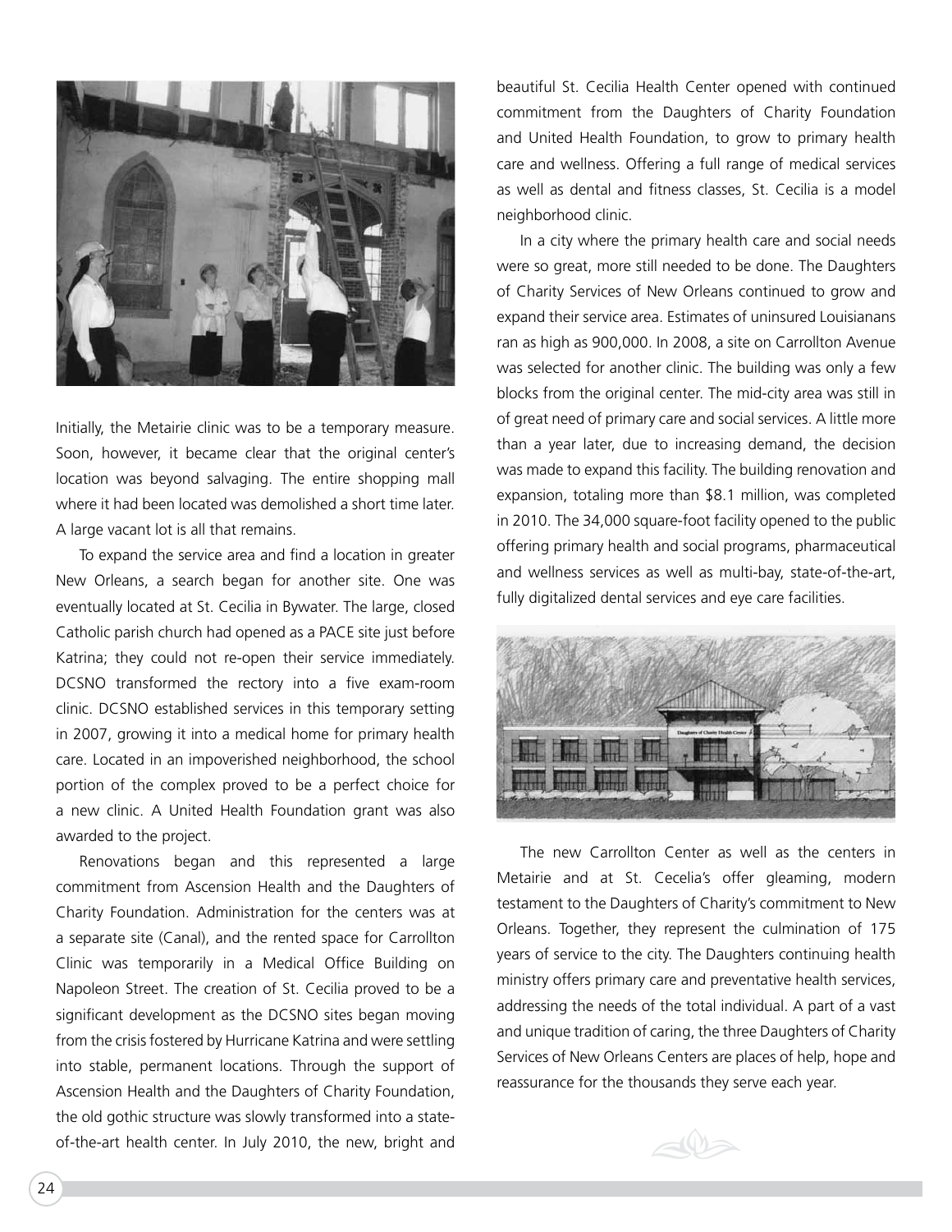Initially, the Metairie clinic was to be a temporary measure. Soon, however, it became clear that the original center's location was beyond salvaging. The entire shopping mall where it had been located was demolished a short time later. A large vacant lot is all that remains.

To expand the service area and find a location in greater New Orleans, a search began for another site. One was eventually located at St. Cecilia in Bywater. The large, closed Catholic parish church had opened as a PACE site just before Katrina; they could not re-open their service immediately. DCSNO transformed the rectory into a five exam-room clinic. DCSNO established services in this temporary setting in 2007, growing it into a medical home for primary health care. Located in an impoverished neighborhood, the school portion of the complex proved to be a perfect choice for a new clinic. A United Health Foundation grant was also awarded to the project.

Renovations began and this represented a large commitment from Ascension Health and the Daughters of Charity Foundation. Administration for the centers was at a separate site (Canal), and the rented space for Carrollton Clinic was temporarily in a Medical Office Building on Napoleon Street. The creation of St. Cecilia proved to be a significant development as the DCSNO sites began moving from the crisis fostered by Hurricane Katrina and were settling into stable, permanent locations. Through the support of Ascension Health and the Daughters of Charity Foundation, the old gothic structure was slowly transformed into a state-of-the-art health center. In July 2010, the new, bright and beautiful St. Cecilia Health Center opened with continued commitment from the Daughters of Charity Foundation and United Health Foundation, to grow to primary health care and wellness. Offering a full range of medical services as well as dental and fitness classes, St. Cecilia is a model neighborhood clinic.

In a city where the primary health care and social needs were so great, more still needed to be done. The Daughters of Charity Services of New Orleans continued to grow and expand their service area. Estimates of uninsured Louisianans ran as high as 900,000. In 2008, a site on Carrollton Avenue was selected for another clinic. The building was only a few blocks from the original center. The mid-city area was still in of great need of primary care and social services. A little more than a year later, due to increasing demand, the decision was made to expand this facility. The building renovation and expansion, totaling more than $8.1 million, was completed in 2010. The 34,000 square-foot facility opened to the public offering primary health and social programs, pharmaceutical and wellness services as well as multi-bay, state-of-the-art, fully digitalized dental services and eye care facilities.

The new Carrollton Center as well as the centers in Metairie and at St. Cecelia's offer gleaming, modern testament to the Daughters of Charity's commitment to New Orleans. Together, they represent the culmination of 175 years of service to the city. The Daughters continuing health ministry offers primary care and preventative health services, addressing the needs of the total individual. A part of a vast and unique tradition of caring, the three Daughters of Charity Services of New Orleans Centers are places of help, hope and reassurance for the thousands they serve each year.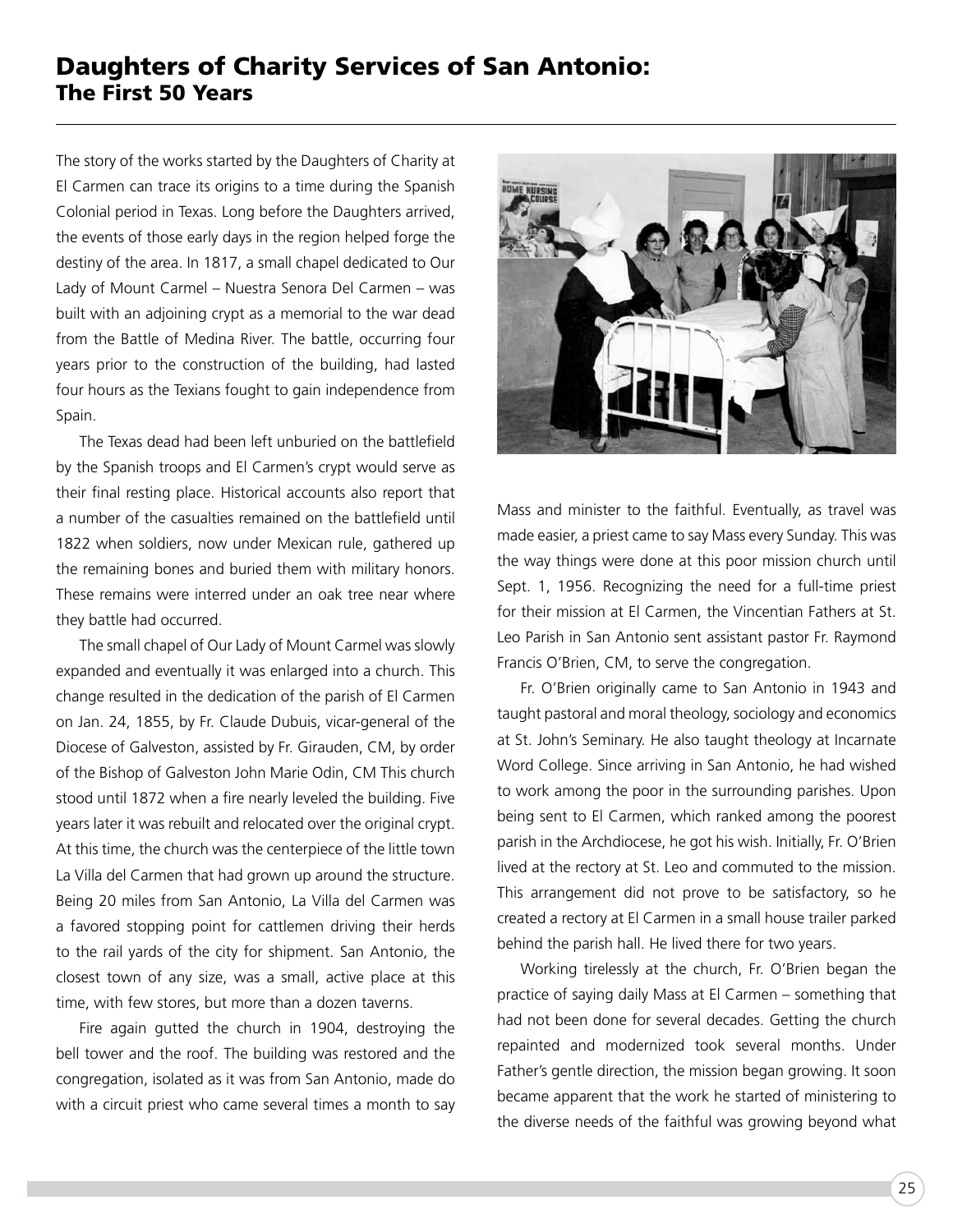## Daughters of Charity Services of San Antonio: The First 50 Years

The story of the works started by the Daughters of Charity at El Carmen can trace its origins to a time during the Spanish Colonial period in Texas. Long before the Daughters arrived, the events of those early days in the region helped forge the destiny of the area. In 1817, a small chapel dedicated to Our Lady of Mount Carmel – Nuestra Senora Del Carmen – was built with an adjoining crypt as a memorial to the war dead from the Battle of Medina River. The battle, occurring four years prior to the construction of the building, had lasted four hours as the Texians fought to gain independence from Spain.

The Texas dead had been left unburied on the battlefield by the Spanish troops and El Carmen's crypt would serve as their final resting place. Historical accounts also report that a number of the casualties remained on the battlefield until 1822 when soldiers, now under Mexican rule, gathered up the remaining bones and buried them with military honors. These remains were interred under an oak tree near where they battle had occurred.

The small chapel of Our Lady of Mount Carmel was slowly expanded and eventually it was enlarged into a church. This change resulted in the dedication of the parish of El Carmen on Jan. 24, 1855, by Fr. Claude Dubuis, vicar-general of the Diocese of Galveston, assisted by Fr. Girauden, CM, by order of the Bishop of Galveston John Marie Odin, CM This church stood until 1872 when a fire nearly leveled the building. Five years later it was rebuilt and relocated over the original crypt. At this time, the church was the centerpiece of the little town La Villa del Carmen that had grown up around the structure. Being 20 miles from San Antonio, La Villa del Carmen was a favored stopping point for cattlemen driving their herds to the rail yards of the city for shipment. San Antonio, the closest town of any size, was a small, active place at this time, with few stores, but more than a dozen taverns.

Fire again gutted the church in 1904, destroying the bell tower and the roof. The building was restored and the congregation, isolated as it was from San Antonio, made do with a circuit priest who came several times a month to say Mass and minister to the faithful. Eventually, as travel was made easier, a priest came to say Mass every Sunday. This was the way things were done at this poor mission church until Sept. 1, 1956. Recognizing the need for a full-time priest for their mission at El Carmen, the Vincentian Fathers at St. Leo Parish in San Antonio sent assistant pastor Fr. Raymond Francis O'Brien, CM, to serve the congregation.

Fr. O'Brien originally came to San Antonio in 1943 and taught pastoral and moral theology, sociology and economics at St. John's Seminary. He also taught theology at Incarnate Word College. Since arriving in San Antonio, he had wished to work among the poor in the surrounding parishes. Upon being sent to El Carmen, which ranked among the poorest parish in the Archdiocese, he got his wish. Initially, Fr. O'Brien lived at the rectory at St. Leo and commuted to the mission. This arrangement did not prove to be satisfactory, so he created a rectory at El Carmen in a small house trailer parked behind the parish hall. He lived there for two years.

Working tirelessly at the church, Fr. O'Brien began the practice of saying daily Mass at El Carmen – something that had not been done for several decades. Getting the church repainted and modernized took several months. Under Father's gentle direction, the mission began growing. It soon became apparent that the work he started of ministering to the diverse needs of the faithful was growing beyond what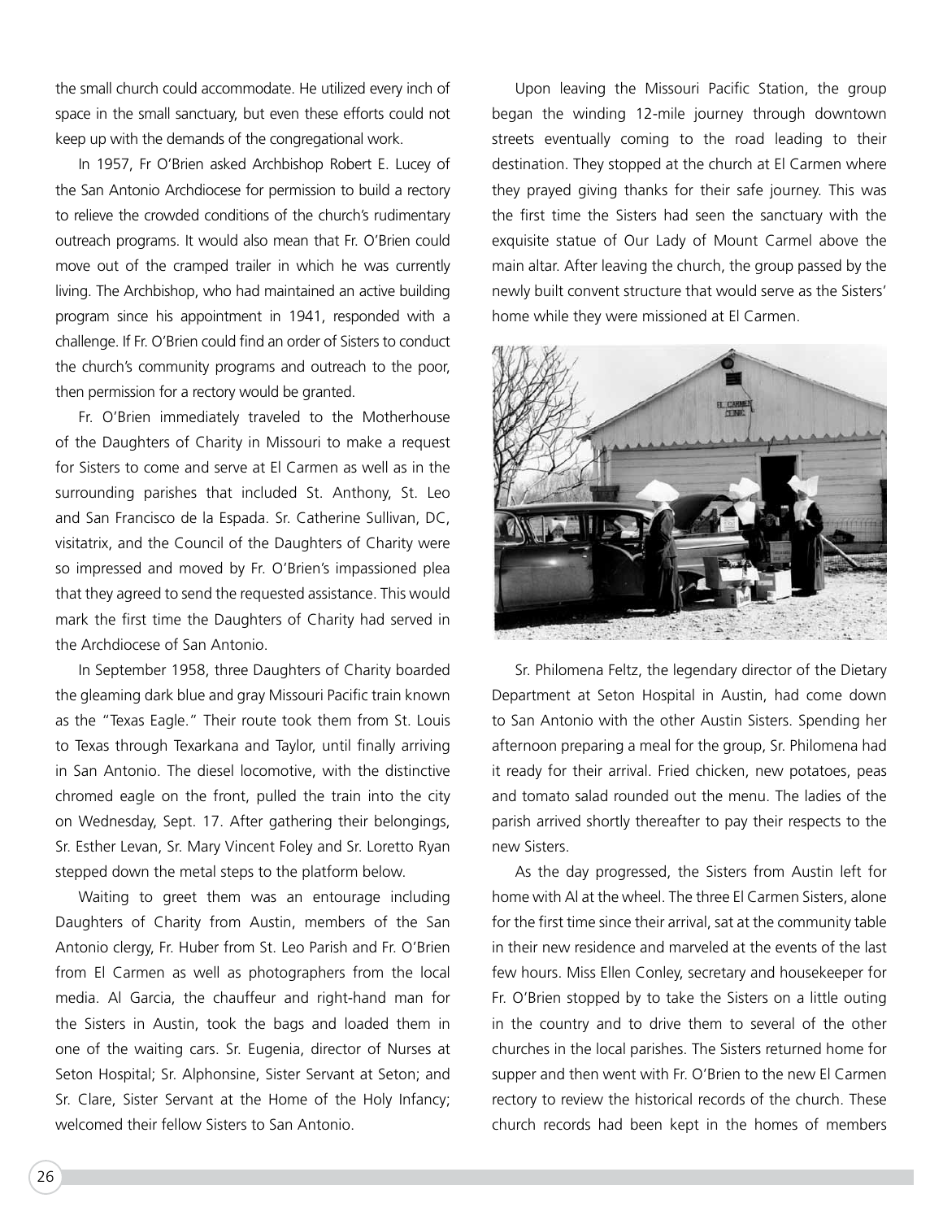the small church could accommodate. He utilized every inch of space in the small sanctuary, but even these efforts could not keep up with the demands of the congregational work.

In 1957, Fr O'Brien asked Archbishop Robert E. Lucey of the San Antonio Archdiocese for permission to build a rectory to relieve the crowded conditions of the church's rudimentary outreach programs. It would also mean that Fr. O'Brien could move out of the cramped trailer in which he was currently living. The Archbishop, who had maintained an active building program since his appointment in 1941, responded with a challenge. If Fr. O'Brien could find an order of Sisters to conduct the church's community programs and outreach to the poor, then permission for a rectory would be granted.

Fr. O'Brien immediately traveled to the Motherhouse of the Daughters of Charity in Missouri to make a request for Sisters to come and serve at El Carmen as well as in the surrounding parishes that included St. Anthony, St. Leo and San Francisco de la Espada. Sr. Catherine Sullivan, DC, visitatrix, and the Council of the Daughters of Charity were so impressed and moved by Fr. O'Brien's impassioned plea that they agreed to send the requested assistance. This would mark the first time the Daughters of Charity had served in the Archdiocese of San Antonio.

In September 1958, three Daughters of Charity boarded the gleaming dark blue and gray Missouri Pacific train known as the "Texas Eagle." Their route took them from St. Louis to Texas through Texarkana and Taylor, until finally arriving in San Antonio. The diesel locomotive, with the distinctive chromed eagle on the front, pulled the train into the city on Wednesday, Sept. 17. After gathering their belongings, Sr. Esther Levan, Sr. Mary Vincent Foley and Sr. Loretto Ryan stepped down the metal steps to the platform below.

Waiting to greet them was an entourage including Daughters of Charity from Austin, members of the San Antonio clergy, Fr. Huber from St. Leo Parish and Fr. O'Brien from El Carmen as well as photographers from the local media. Al Garcia, the chauffeur and right-hand man for the Sisters in Austin, took the bags and loaded them in one of the waiting cars. Sr. Eugenia, director of Nurses at Seton Hospital; Sr. Alphonsine, Sister Servant at Seton; and Sr. Clare, Sister Servant at the Home of the Holy Infancy; welcomed their fellow Sisters to San Antonio.

Upon leaving the Missouri Pacific Station, the group began the winding 12-mile journey through downtown streets eventually coming to the road leading to their destination. They stopped at the church at El Carmen where they prayed giving thanks for their safe journey. This was the first time the Sisters had seen the sanctuary with the exquisite statue of Our Lady of Mount Carmel above the main altar. After leaving the church, the group passed by the newly built convent structure that would serve as the Sisters' home while they were missioned at El Carmen.

Sr. Philomena Feltz, the legendary director of the Dietary Department at Seton Hospital in Austin, had come down to San Antonio with the other Austin Sisters. Spending her afternoon preparing a meal for the group, Sr. Philomena had it ready for their arrival. Fried chicken, new potatoes, peas and tomato salad rounded out the menu. The ladies of the parish arrived shortly thereafter to pay their respects to the new Sisters.

As the day progressed, the Sisters from Austin left for home with Al at the wheel. The three El Carmen Sisters, alone for the first time since their arrival, sat at the community table in their new residence and marveled at the events of the last few hours. Miss Ellen Conley, secretary and housekeeper for Fr. O'Brien stopped by to take the Sisters on a little outing in the country and to drive them to several of the other churches in the local parishes. The Sisters returned home for supper and then went with Fr. O'Brien to the new El Carmen rectory to review the historical records of the church. These church records had been kept in the homes of members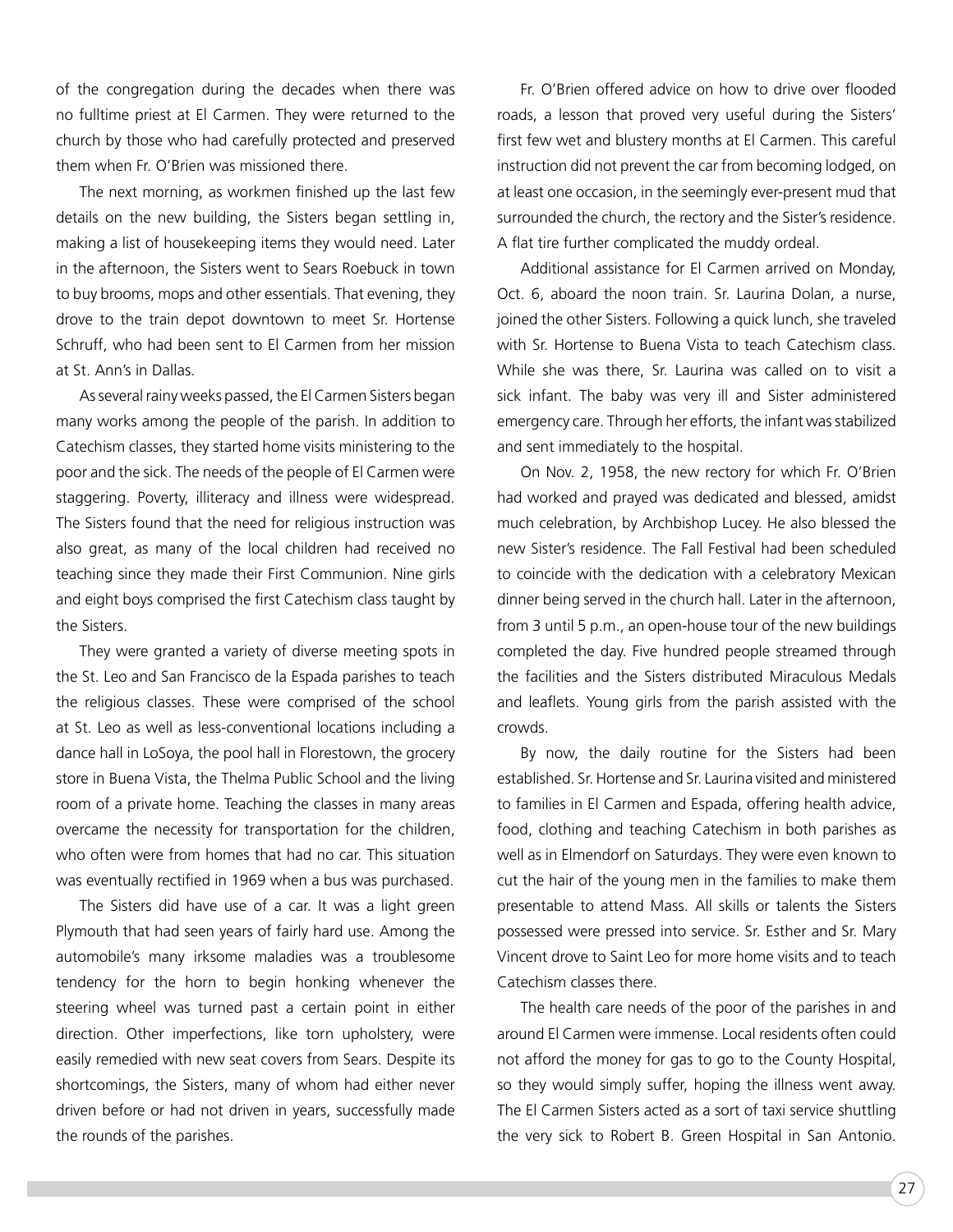of the congregation during the decades when there was no fulltime priest at El Carmen. They were returned to the church by those who had carefully protected and preserved them when Fr. O'Brien was missioned there.

The next morning, as workmen finished up the last few details on the new building, the Sisters began settling in, making a list of housekeeping items they would need. Later in the afternoon, the Sisters went to Sears Roebuck in town to buy brooms, mops and other essentials. That evening, they drove to the train depot downtown to meet Sr. Hortense Schruff, who had been sent to El Carmen from her mission at St. Ann's in Dallas.

As several rainy weeks passed, the El Carmen Sisters began many works among the people of the parish. In addition to Catechism classes, they started home visits ministering to the poor and the sick. The needs of the people of El Carmen were staggering. Poverty, illiteracy and illness were widespread. The Sisters found that the need for religious instruction was also great, as many of the local children had received no teaching since they made their First Communion. Nine girls and eight boys comprised the first Catechism class taught by the Sisters.

They were granted a variety of diverse meeting spots in the St. Leo and San Francisco de la Espada parishes to teach the religious classes. These were comprised of the school at St. Leo as well as less-conventional locations including a dance hall in LoSoya, the pool hall in Florestown, the grocery store in Buena Vista, the Thelma Public School and the living room of a private home. Teaching the classes in many areas overcame the necessity for transportation for the children, who often were from homes that had no car. This situation was eventually rectified in 1969 when a bus was purchased.

The Sisters did have use of a car. It was a light green Plymouth that had seen years of fairly hard use. Among the automobile's many irksome maladies was a troublesome tendency for the horn to begin honking whenever the steering wheel was turned past a certain point in either direction. Other imperfections, like torn upholstery, were easily remedied with new seat covers from Sears. Despite its shortcomings, the Sisters, many of whom had either never driven before or had not driven in years, successfully made the rounds of the parishes.

Fr. O'Brien offered advice on how to drive over flooded roads, a lesson that proved very useful during the Sisters' first few wet and blustery months at El Carmen. This careful instruction did not prevent the car from becoming lodged, on at least one occasion, in the seemingly ever-present mud that surrounded the church, the rectory and the Sister's residence. A flat tire further complicated the muddy ordeal.

Additional assistance for El Carmen arrived on Monday, Oct. 6, aboard the noon train. Sr. Laurina Dolan, a nurse, joined the other Sisters. Following a quick lunch, she traveled with Sr. Hortense to Buena Vista to teach Catechism class. While she was there, Sr. Laurina was called on to visit a sick infant. The baby was very ill and Sister administered emergency care. Through her efforts, the infant was stabilized and sent immediately to the hospital.

On Nov. 2, 1958, the new rectory for which Fr. O'Brien had worked and prayed was dedicated and blessed, amidst much celebration, by Archbishop Lucey. He also blessed the new Sister's residence. The Fall Festival had been scheduled to coincide with the dedication with a celebratory Mexican dinner being served in the church hall. Later in the afternoon, from 3 until 5 p.m., an open-house tour of the new buildings completed the day. Five hundred people streamed through the facilities and the Sisters distributed Miraculous Medals and leaflets. Young girls from the parish assisted with the crowds.

By now, the daily routine for the Sisters had been established. Sr. Hortense and Sr. Laurina visited and ministered to families in El Carmen and Espada, offering health advice, food, clothing and teaching Catechism in both parishes as well as in Elmendorf on Saturdays. They were even known to cut the hair of the young men in the families to make them presentable to attend Mass. All skills or talents the Sisters possessed were pressed into service. Sr. Esther and Sr. Mary Vincent drove to Saint Leo for more home visits and to teach Catechism classes there.

The health care needs of the poor of the parishes in and around El Carmen were immense. Local residents often could not afford the money for gas to go to the County Hospital, so they would simply suffer, hoping the illness went away. The El Carmen Sisters acted as a sort of taxi service shuttling the very sick to Robert B. Green Hospital in San Antonio.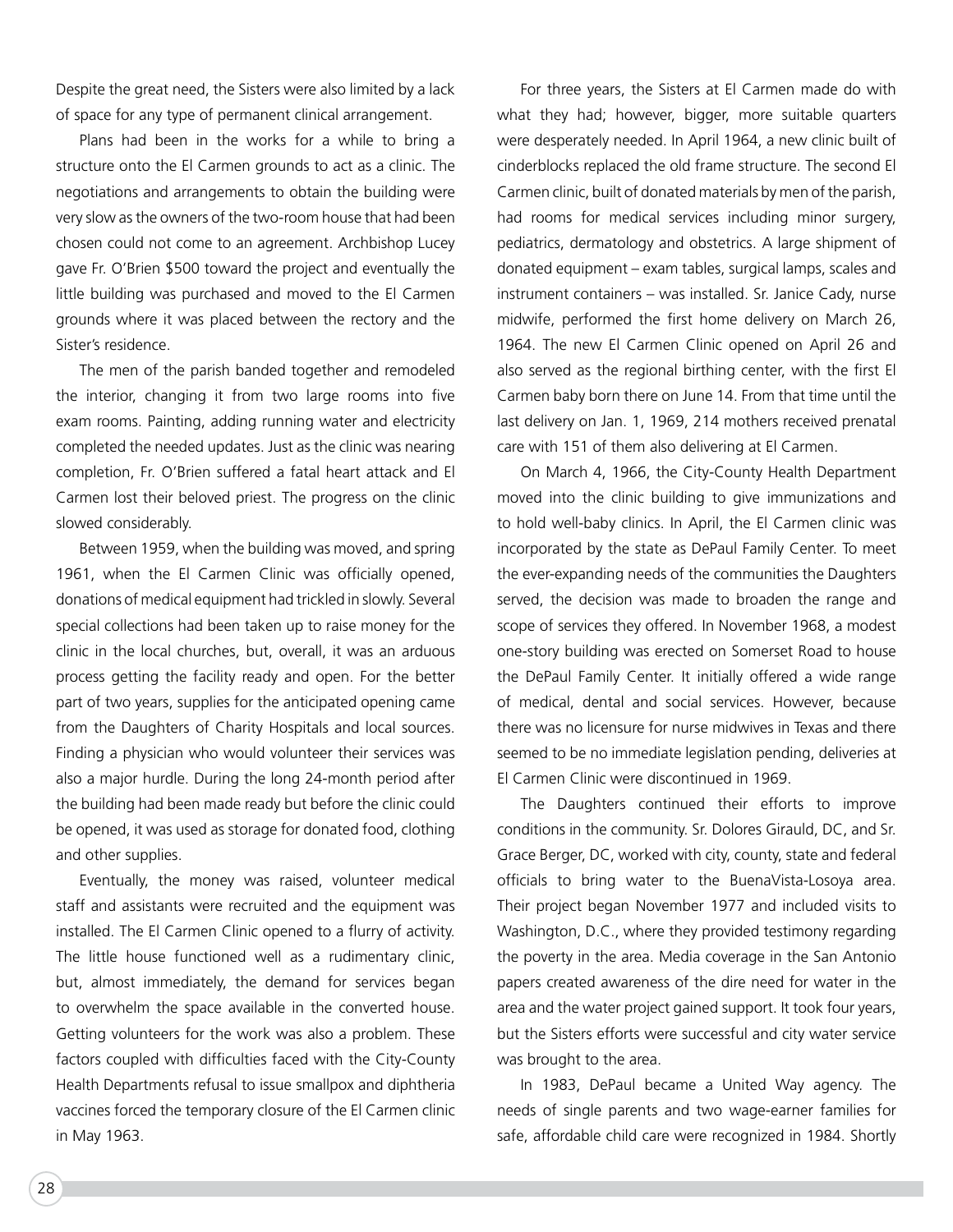Despite the great need, the Sisters were also limited by a lack of space for any type of permanent clinical arrangement.

Plans had been in the works for a while to bring a structure onto the El Carmen grounds to act as a clinic. The negotiations and arrangements to obtain the building were very slow as the owners of the two-room house that had been chosen could not come to an agreement. Archbishop Lucey gave Fr. O'Brien $500 toward the project and eventually the little building was purchased and moved to the El Carmen grounds where it was placed between the rectory and the Sister's residence.

The men of the parish banded together and remodeled the interior, changing it from two large rooms into five exam rooms. Painting, adding running water and electricity completed the needed updates. Just as the clinic was nearing completion, Fr. O'Brien suffered a fatal heart attack and El Carmen lost their beloved priest. The progress on the clinic slowed considerably.

Between 1959, when the building was moved, and spring 1961, when the El Carmen Clinic was officially opened, donations of medical equipment had trickled in slowly. Several special collections had been taken up to raise money for the clinic in the local churches, but, overall, it was an arduous process getting the facility ready and open. For the better part of two years, supplies for the anticipated opening came from the Daughters of Charity Hospitals and local sources. Finding a physician who would volunteer their services was also a major hurdle. During the long 24-month period after the building had been made ready but before the clinic could be opened, it was used as storage for donated food, clothing and other supplies.

Eventually, the money was raised, volunteer medical staff and assistants were recruited and the equipment was installed. The El Carmen Clinic opened to a flurry of activity. The little house functioned well as a rudimentary clinic, but, almost immediately, the demand for services began to overwhelm the space available in the converted house. Getting volunteers for the work was also a problem. These factors coupled with difficulties faced with the City-County Health Departments refusal to issue smallpox and diphtheria vaccines forced the temporary closure of the El Carmen clinic in May 1963.

For three years, the Sisters at El Carmen made do with what they had; however, bigger, more suitable quarters were desperately needed. In April 1964, a new clinic built of cinderblocks replaced the old frame structure. The second El Carmen clinic, built of donated materials by men of the parish, had rooms for medical services including minor surgery, pediatrics, dermatology and obstetrics. A large shipment of donated equipment – exam tables, surgical lamps, scales and instrument containers – was installed. Sr. Janice Cady, nurse midwife, performed the first home delivery on March 26, 1964. The new El Carmen Clinic opened on April 26 and also served as the regional birthing center, with the first El Carmen baby born there on June 14. From that time until the last delivery on Jan. 1, 1969, 214 mothers received prenatal care with 151 of them also delivering at El Carmen.

On March 4, 1966, the City-County Health Department moved into the clinic building to give immunizations and to hold well-baby clinics. In April, the El Carmen clinic was incorporated by the state as DePaul Family Center. To meet the ever-expanding needs of the communities the Daughters served, the decision was made to broaden the range and scope of services they offered. In November 1968, a modest one-story building was erected on Somerset Road to house the DePaul Family Center. It initially offered a wide range of medical, dental and social services. However, because there was no licensure for nurse midwives in Texas and there seemed to be no immediate legislation pending, deliveries at El Carmen Clinic were discontinued in 1969.

The Daughters continued their efforts to improve conditions in the community. Sr. Dolores Girauld, DC, and Sr. Grace Berger, DC, worked with city, county, state and federal officials to bring water to the BuenaVista-Losoya area. Their project began November 1977 and included visits to Washington, D.C., where they provided testimony regarding the poverty in the area. Media coverage in the San Antonio papers created awareness of the dire need for water in the area and the water project gained support. It took four years, but the Sisters efforts were successful and city water service was brought to the area.

In 1983, DePaul became a United Way agency. The needs of single parents and two wage-earner families for safe, affordable child care were recognized in 1984. Shortly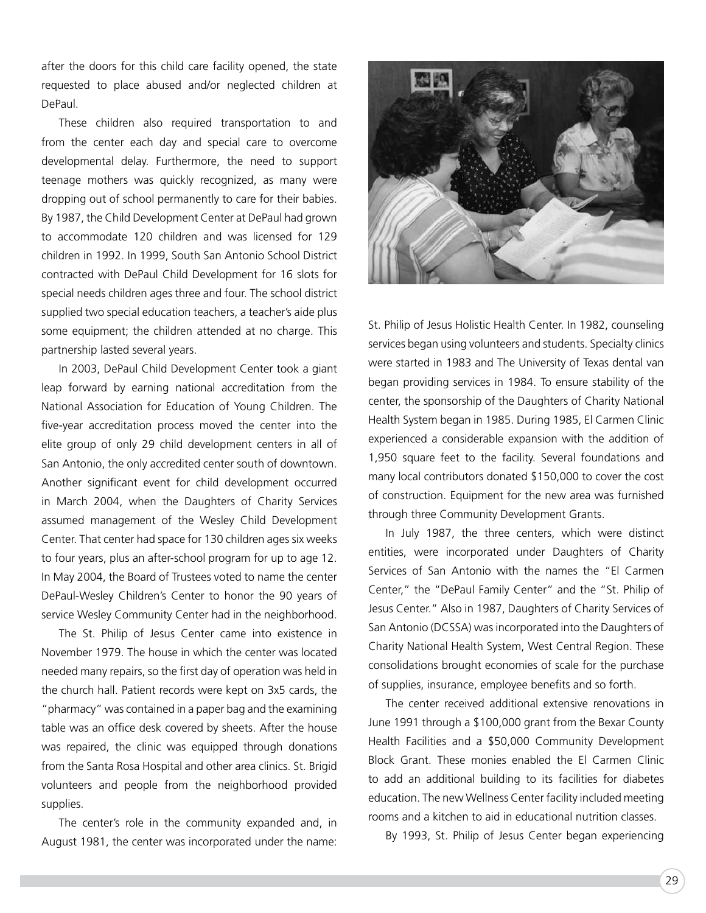after the doors for this child care facility opened, the state requested to place abused and/or neglected children at DePaul.

These children also required transportation to and from the center each day and special care to overcome developmental delay. Furthermore, the need to support teenage mothers was quickly recognized, as many were dropping out of school permanently to care for their babies. By 1987, the Child Development Center at DePaul had grown to accommodate 120 children and was licensed for 129 children in 1992. In 1999, South San Antonio School District contracted with DePaul Child Development for 16 slots for special needs children ages three and four. The school district supplied two special education teachers, a teacher's aide plus some equipment; the children attended at no charge. This partnership lasted several years.

In 2003, DePaul Child Development Center took a giant leap forward by earning national accreditation from the National Association for Education of Young Children. The five-year accreditation process moved the center into the elite group of only 29 child development centers in all of San Antonio, the only accredited center south of downtown. Another significant event for child development occurred in March 2004, when the Daughters of Charity Services assumed management of the Wesley Child Development Center. That center had space for 130 children ages six weeks to four years, plus an after-school program for up to age 12. In May 2004, the Board of Trustees voted to name the center DePaul-Wesley Children's Center to honor the 90 years of service Wesley Community Center had in the neighborhood.

The St. Philip of Jesus Center came into existence in November 1979. The house in which the center was located needed many repairs, so the first day of operation was held in the church hall. Patient records were kept on 3x5 cards, the "pharmacy" was contained in a paper bag and the examining table was an office desk covered by sheets. After the house was repaired, the clinic was equipped through donations from the Santa Rosa Hospital and other area clinics. St. Brigid volunteers and people from the neighborhood provided supplies.

The center's role in the community expanded and, in August 1981, the center was incorporated under the name: St. Philip of Jesus Holistic Health Center. In 1982, counseling services began using volunteers and students. Specialty clinics were started in 1983 and The University of Texas dental van began providing services in 1984. To ensure stability of the center, the sponsorship of the Daughters of Charity National Health System began in 1985. During 1985, El Carmen Clinic experienced a considerable expansion with the addition of 1,950 square feet to the facility. Several foundations and many local contributors donated $150,000 to cover the cost of construction. Equipment for the new area was furnished through three Community Development Grants.

In July 1987, the three centers, which were distinct entities, were incorporated under Daughters of Charity Services of San Antonio with the names the "El Carmen Center," the "DePaul Family Center" and the "St. Philip of Jesus Center." Also in 1987, Daughters of Charity Services of San Antonio (DCSSA) was incorporated into the Daughters of Charity National Health System, West Central Region. These consolidations brought economies of scale for the purchase of supplies, insurance, employee benefits and so forth.

The center received additional extensive renovations in June 1991 through a $100,000 grant from the Bexar County Health Facilities and a $50,000 Community Development Block Grant. These monies enabled the El Carmen Clinic to add an additional building to its facilities for diabetes education. The new Wellness Center facility included meeting rooms and a kitchen to aid in educational nutrition classes.

By 1993, St. Philip of Jesus Center began experiencing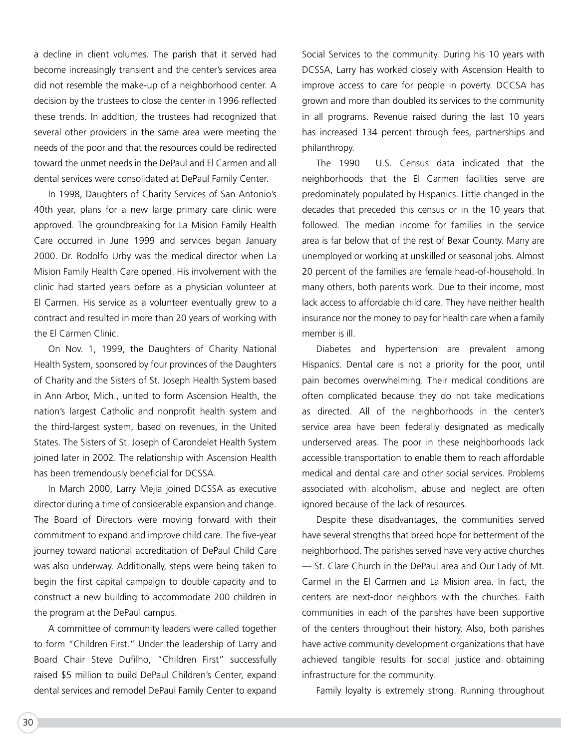a decline in client volumes. The parish that it served had become increasingly transient and the center's services area did not resemble the make-up of a neighborhood center. A decision by the trustees to close the center in 1996 reflected these trends. In addition, the trustees had recognized that several other providers in the same area were meeting the needs of the poor and that the resources could be redirected toward the unmet needs in the DePaul and El Carmen and all dental services were consolidated at DePaul Family Center.

In 1998, Daughters of Charity Services of San Antonio's 40th year, plans for a new large primary care clinic were approved. The groundbreaking for La Mision Family Health Care occurred in June 1999 and services began January 2000. Dr. Rodolfo Urby was the medical director when La Mision Family Health Care opened. His involvement with the clinic had started years before as a physician volunteer at El Carmen. His service as a volunteer eventually grew to a contract and resulted in more than 20 years of working with the El Carmen Clinic.

On Nov. 1, 1999, the Daughters of Charity National Health System, sponsored by four provinces of the Daughters of Charity and the Sisters of St. Joseph Health System based in Ann Arbor, Mich., united to form Ascension Health, the nation's largest Catholic and nonprofit health system and the third-largest system, based on revenues, in the United States. The Sisters of St. Joseph of Carondelet Health System joined later in 2002. The relationship with Ascension Health has been tremendously beneficial for DCSSA.

In March 2000, Larry Mejia joined DCSSA as executive director during a time of considerable expansion and change. The Board of Directors were moving forward with their commitment to expand and improve child care. The five-year journey toward national accreditation of DePaul Child Care was also underway. Additionally, steps were being taken to begin the first capital campaign to double capacity and to construct a new building to accommodate 200 children in the program at the DePaul campus.

A committee of community leaders were called together to form "Children First." Under the leadership of Larry and Board Chair Steve Dufilho, "Children First" successfully raised $5 million to build DePaul Children's Center, expand dental services and remodel DePaul Family Center to expand Social Services to the community. During his 10 years with DCSSA, Larry has worked closely with Ascension Health to improve access to care for people in poverty. DCCSA has grown and more than doubled its services to the community in all programs. Revenue raised during the last 10 years has increased 134 percent through fees, partnerships and philanthropy.

The 1990 U.S. Census data indicated that the neighborhoods that the El Carmen facilities serve are predominately populated by Hispanics. Little changed in the decades that preceded this census or in the 10 years that followed. The median income for families in the service area is far below that of the rest of Bexar County. Many are unemployed or working at unskilled or seasonal jobs. Almost 20 percent of the families are female head-of-household. In many others, both parents work. Due to their income, most lack access to affordable child care. They have neither health insurance nor the money to pay for health care when a family member is ill.

Diabetes and hypertension are prevalent among Hispanics. Dental care is not a priority for the poor, until pain becomes overwhelming. Their medical conditions are often complicated because they do not take medications as directed. All of the neighborhoods in the center's service area have been federally designated as medically underserved areas. The poor in these neighborhoods lack accessible transportation to enable them to reach affordable medical and dental care and other social services. Problems associated with alcoholism, abuse and neglect are often ignored because of the lack of resources.

Despite these disadvantages, the communities served have several strengths that breed hope for betterment of the neighborhood. The parishes served have very active churches — St. Clare Church in the DePaul area and Our Lady of Mt. Carmel in the El Carmen and La Mision area. In fact, the centers are next-door neighbors with the churches. Faith communities in each of the parishes have been supportive of the centers throughout their history. Also, both parishes have active community development organizations that have achieved tangible results for social justice and obtaining infrastructure for the community.

Family loyalty is extremely strong. Running throughout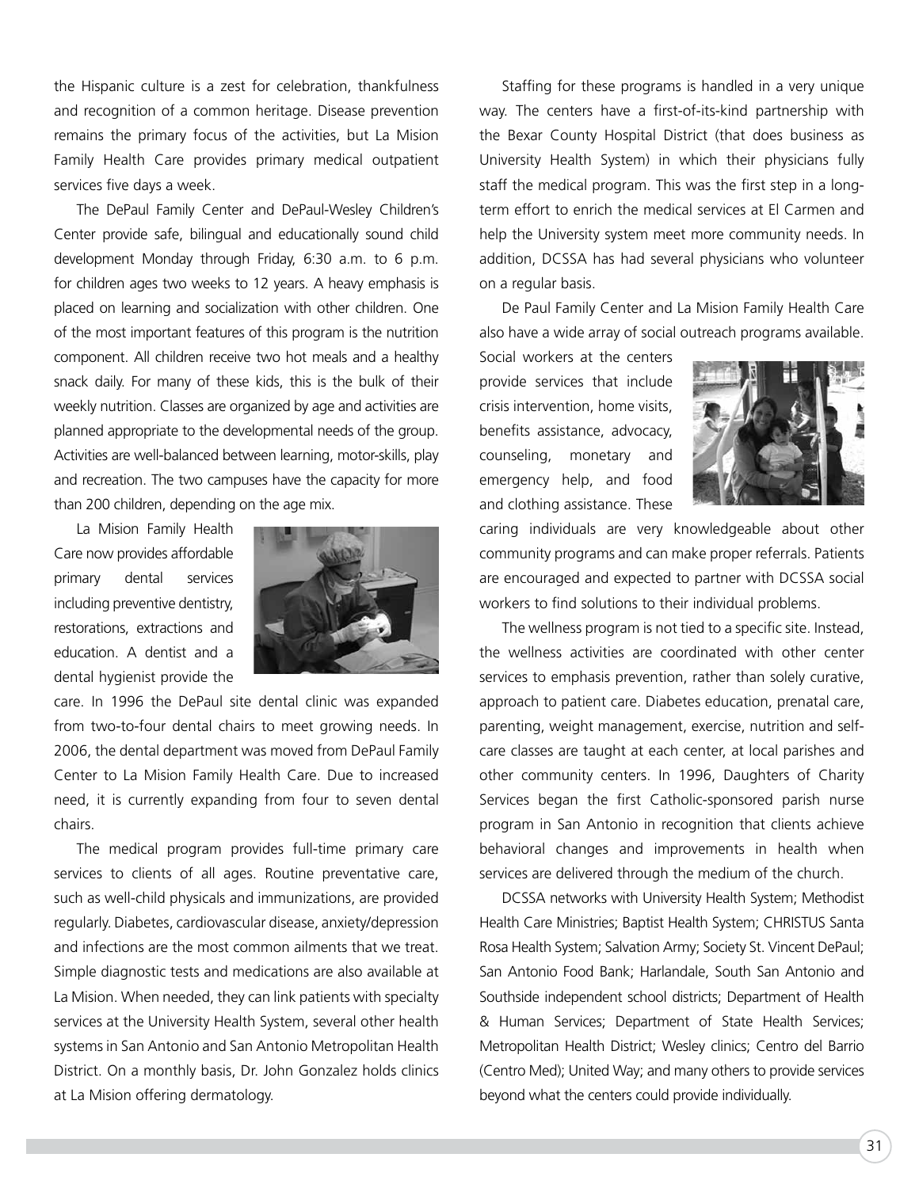the Hispanic culture is a zest for celebration, thankfulness and recognition of a common heritage. Disease prevention remains the primary focus of the activities, but La Mision Family Health Care provides primary medical outpatient services five days a week.

The DePaul Family Center and DePaul-Wesley Children's Center provide safe, bilingual and educationally sound child development Monday through Friday, 6:30 a.m. to 6 p.m. for children ages two weeks to 12 years. A heavy emphasis is placed on learning and socialization with other children. One of the most important features of this program is the nutrition component. All children receive two hot meals and a healthy snack daily. For many of these kids, this is the bulk of their weekly nutrition. Classes are organized by age and activities are planned appropriate to the developmental needs of the group. Activities are well-balanced between learning, motor-skills, play and recreation. The two campuses have the capacity for more than 200 children, depending on the age mix.

La Mision Family Health Care now provides affordable primary dental services including preventive dentistry, restorations, extractions and education. A dentist and a dental hygienist provide the care. In 1996 the DePaul site dental clinic was expanded from two-to-four dental chairs to meet growing needs. In 2006, the dental department was moved from DePaul Family Center to La Mision Family Health Care. Due to increased need, it is currently expanding from four to seven dental chairs.

The medical program provides full-time primary care services to clients of all ages. Routine preventative care, such as well-child physicals and immunizations, are provided regularly. Diabetes, cardiovascular disease, anxiety/depression and infections are the most common ailments that we treat. Simple diagnostic tests and medications are also available at La Mision. When needed, they can link patients with specialty services at the University Health System, several other health systems in San Antonio and San Antonio Metropolitan Health District. On a monthly basis, Dr. John Gonzalez holds clinics at La Mision offering dermatology.

Staffing for these programs is handled in a very unique way. The centers have a first-of-its-kind partnership with the Bexar County Hospital District (that does business as University Health System) in which their physicians fully staff the medical program. This was the first step in a long-term effort to enrich the medical services at El Carmen and help the University system meet more community needs. In addition, DCSSA has had several physicians who volunteer on a regular basis.

De Paul Family Center and La Mision Family Health Care also have a wide array of social outreach programs available. Social workers at the centers provide services that include crisis intervention, home visits, benefits assistance, advocacy, counseling, monetary and emergency help, and food and clothing assistance. These caring individuals are very knowledgeable about other community programs and can make proper referrals. Patients are encouraged and expected to partner with DCSSA social workers to find solutions to their individual problems.

The wellness program is not tied to a specific site. Instead, the wellness activities are coordinated with other center services to emphasis prevention, rather than solely curative, approach to patient care. Diabetes education, prenatal care, parenting, weight management, exercise, nutrition and self-care classes are taught at each center, at local parishes and other community centers. In 1996, Daughters of Charity Services began the first Catholic-sponsored parish nurse program in San Antonio in recognition that clients achieve behavioral changes and improvements in health when services are delivered through the medium of the church.

DCSSA networks with University Health System; Methodist Health Care Ministries; Baptist Health System; CHRISTUS Santa Rosa Health System; Salvation Army; Society St. Vincent DePaul; San Antonio Food Bank; Harlandale, South San Antonio and Southside independent school districts; Department of Health & Human Services; Department of State Health Services; Metropolitan Health District; Wesley clinics; Centro del Barrio (Centro Med); United Way; and many others to provide services beyond what the centers could provide individually.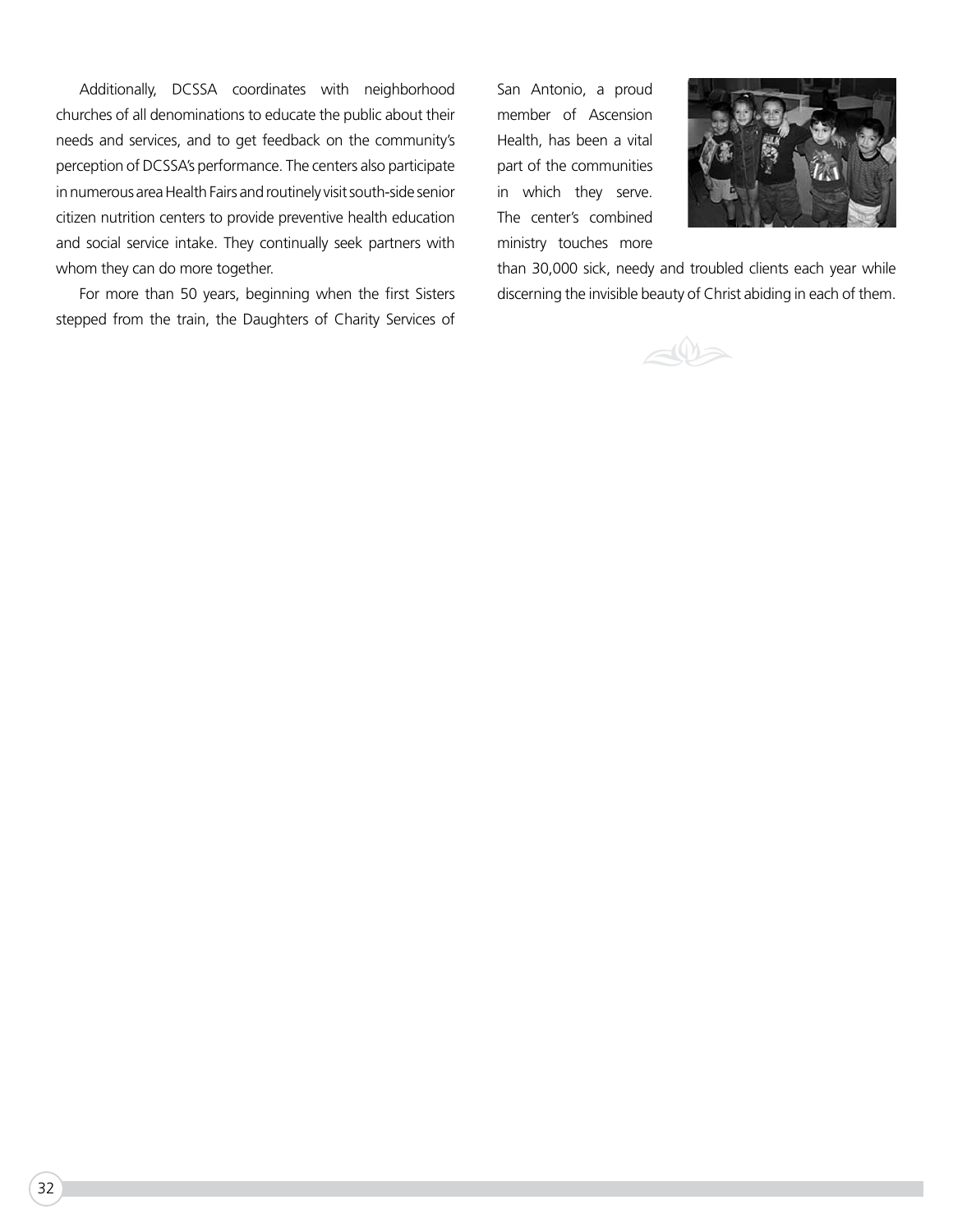Additionally, DCSSA coordinates with neighborhood churches of all denominations to educate the public about their needs and services, and to get feedback on the community's perception of DCSSA's performance. The centers also participate in numerous area Health Fairs and routinely visit south-side senior citizen nutrition centers to provide preventive health education and social service intake. They continually seek partners with whom they can do more together.

For more than 50 years, beginning when the first Sisters stepped from the train, the Daughters of Charity Services of San Antonio, a proud member of Ascension Health, has been a vital part of the communities in which they serve. The center's combined ministry touches more than 30,000 sick, needy and troubled clients each year while discerning the invisible beauty of Christ abiding in each of them.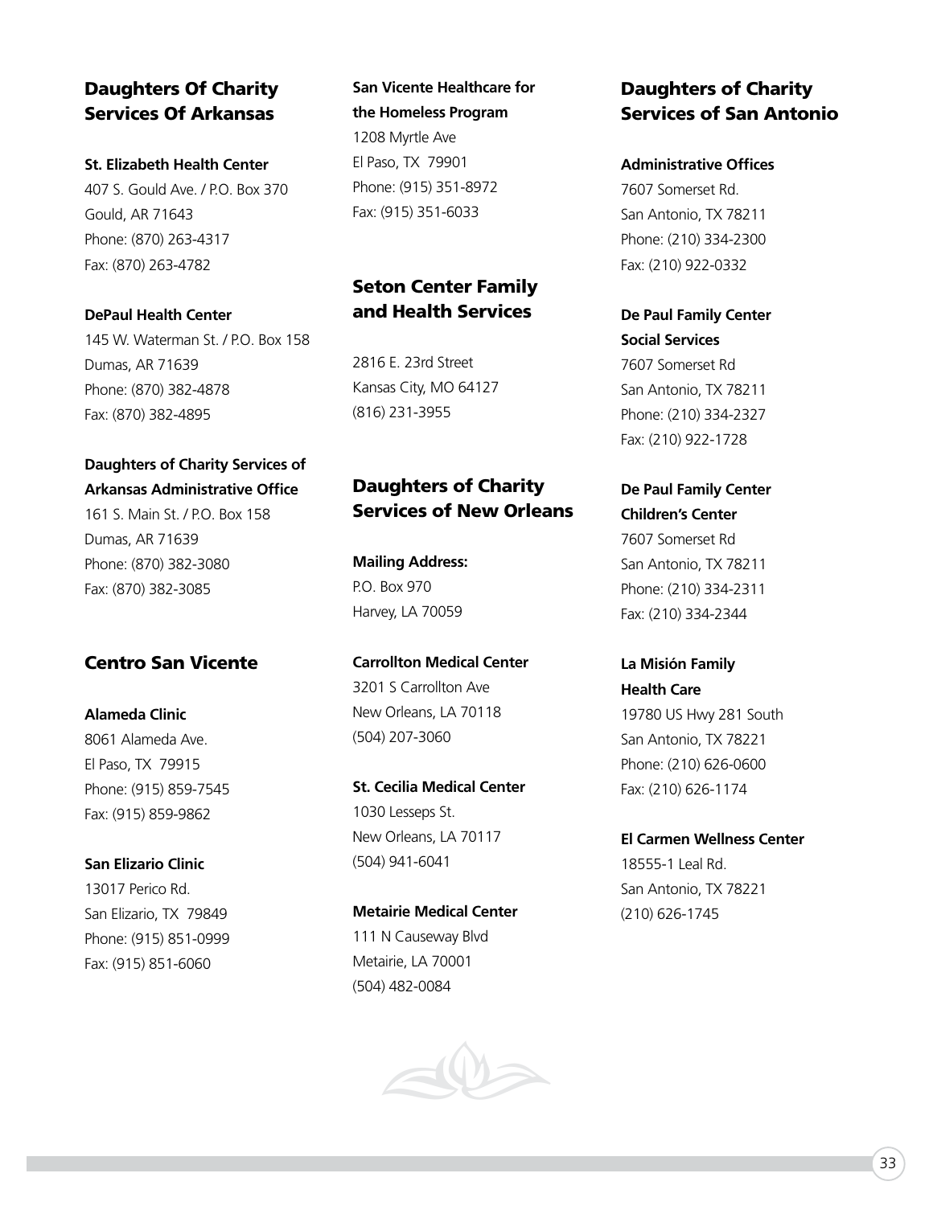## Daughters Of Charity Services Of Arkansas

**St. Elizabeth Health Center**
407 S. Gould Ave. / P.O. Box 370
Gould, AR 71643
Phone: (870) 263-4317
Fax: (870) 263-4782

**DePaul Health Center**
145 W. Waterman St. / P.O. Box 158
Dumas, AR 71639
Phone: (870) 382-4878
Fax: (870) 382-4895

**Daughters of Charity Services of Arkansas Administrative Office**
161 S. Main St. / P.O. Box 158
Dumas, AR 71639
Phone: (870) 382-3080
Fax: (870) 382-3085

## Centro San Vicente

**Alameda Clinic**
8061 Alameda Ave.
El Paso, TX 79915
Phone: (915) 859-7545
Fax: (915) 859-9862

**San Elizario Clinic**
13017 Perico Rd.
San Elizario, TX 79849
Phone: (915) 851-0999
Fax: (915) 851-6060

**San Vicente Healthcare for the Homeless Program**
1208 Myrtle Ave
El Paso, TX 79901
Phone: (915) 351-8972
Fax: (915) 351-6033

## Seton Center Family and Health Services

2816 E. 23rd Street
Kansas City, MO 64127
(816) 231-3955

## Daughters of Charity Services of New Orleans

**Mailing Address:**
P.O. Box 970
Harvey, LA 70059

**Carrollton Medical Center**
3201 S Carrollton Ave
New Orleans, LA 70118
(504) 207-3060

**St. Cecilia Medical Center**
1030 Lesseps St.
New Orleans, LA 70117
(504) 941-6041

**Metairie Medical Center**
111 N Causeway Blvd
Metairie, LA 70001
(504) 482-0084

## Daughters of Charity Services of San Antonio

**Administrative Offices**
7607 Somerset Rd.
San Antonio, TX 78211
Phone: (210) 334-2300
Fax: (210) 922-0332

**De Paul Family Center Social Services**
7607 Somerset Rd
San Antonio, TX 78211
Phone: (210) 334-2327
Fax: (210) 922-1728

**De Paul Family Center Children's Center**
7607 Somerset Rd
San Antonio, TX 78211
Phone: (210) 334-2311
Fax: (210) 334-2344

**La Misión Family Health Care**
19780 US Hwy 281 South
San Antonio, TX 78221
Phone: (210) 626-0600
Fax: (210) 626-1174

**El Carmen Wellness Center**
18555-1 Leal Rd.
San Antonio, TX 78221
(210) 626-1745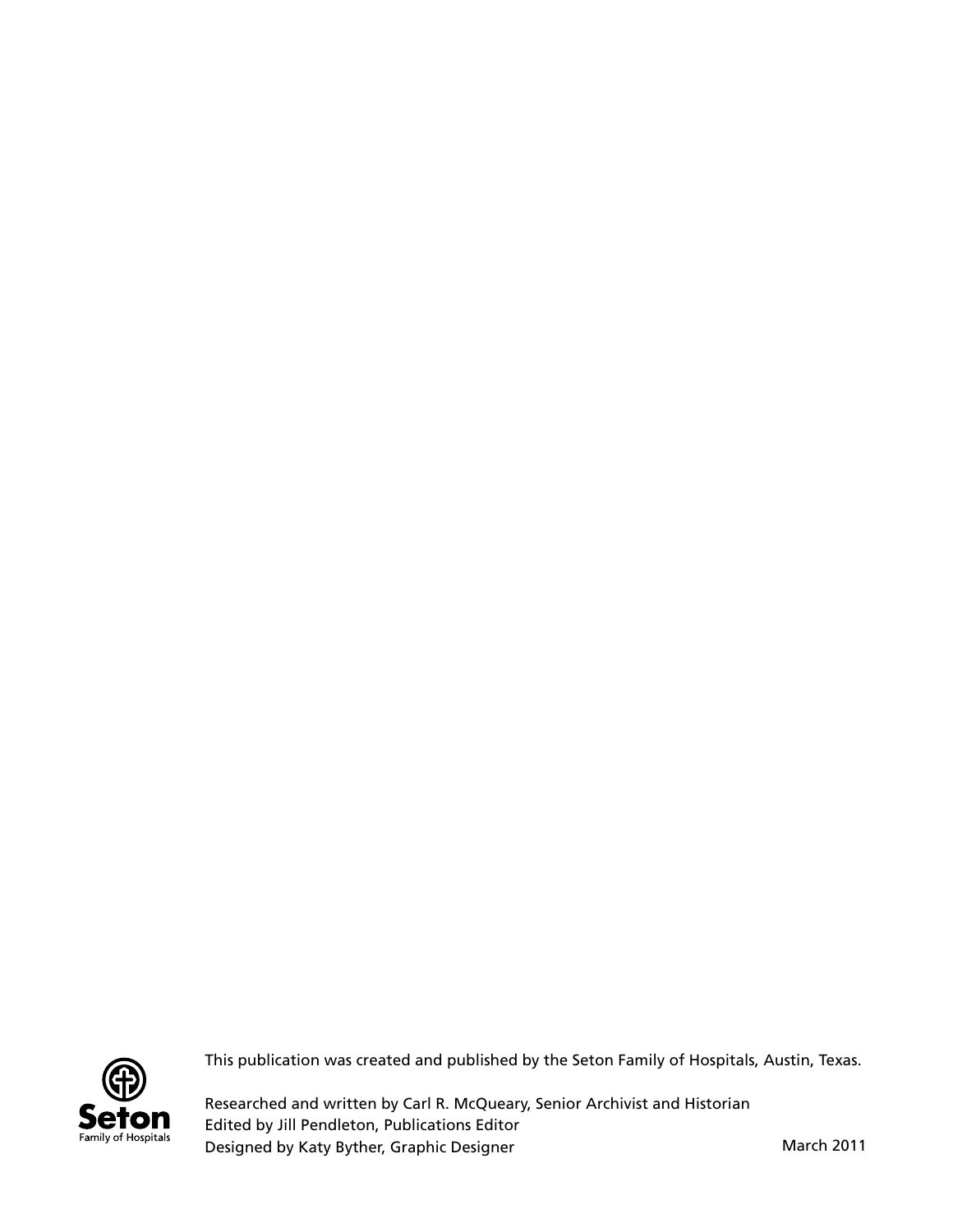Seton
Family of Hospitals

This publication was created and published by the Seton Family of Hospitals, Austin, Texas.

Researched and written by Carl R. McQueary, Senior Archivist and Historian
Edited by Jill Pendleton, Publications Editor
Designed by Katy Byther, Graphic Designer

March 2011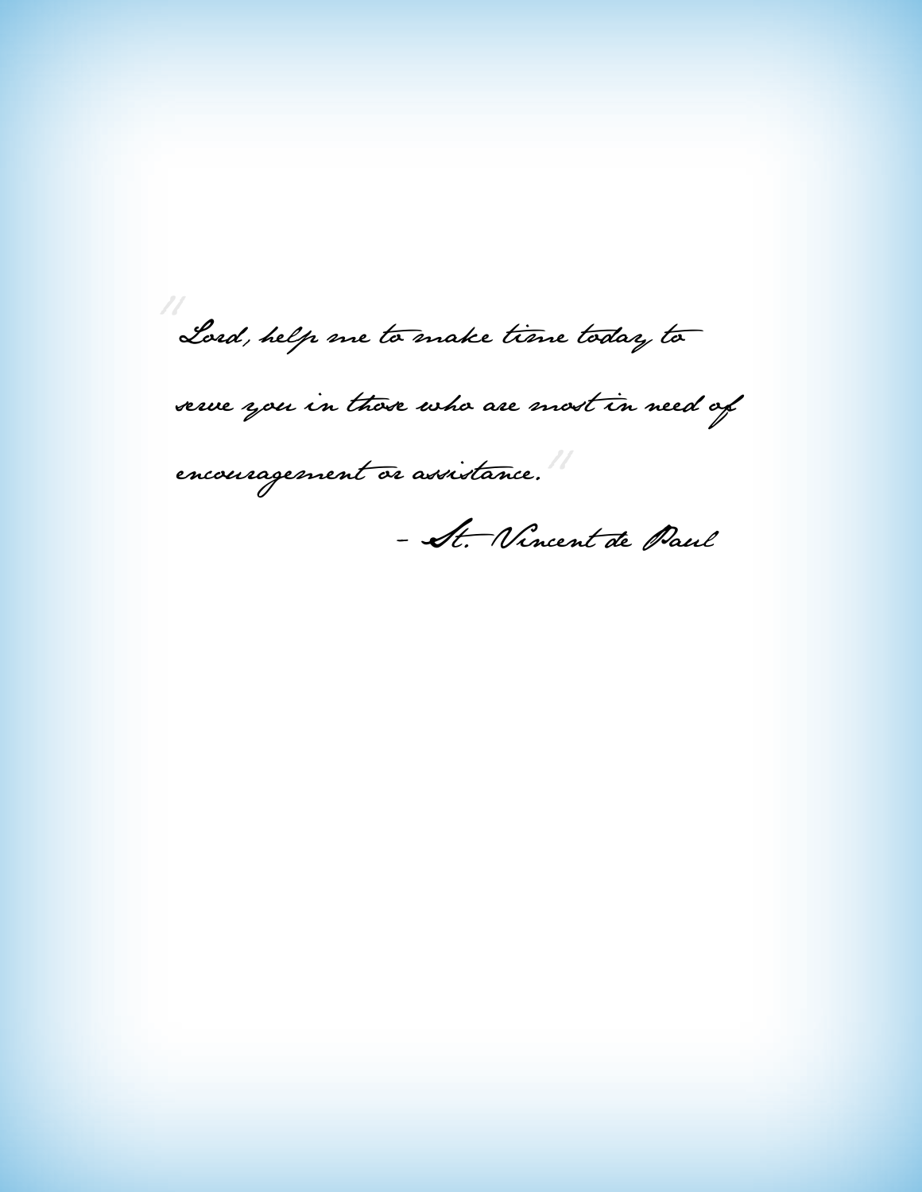"Lord, help me to make time today to serve you in those who are most in need of encouragement or assistance."

– St. Vincent de Paul